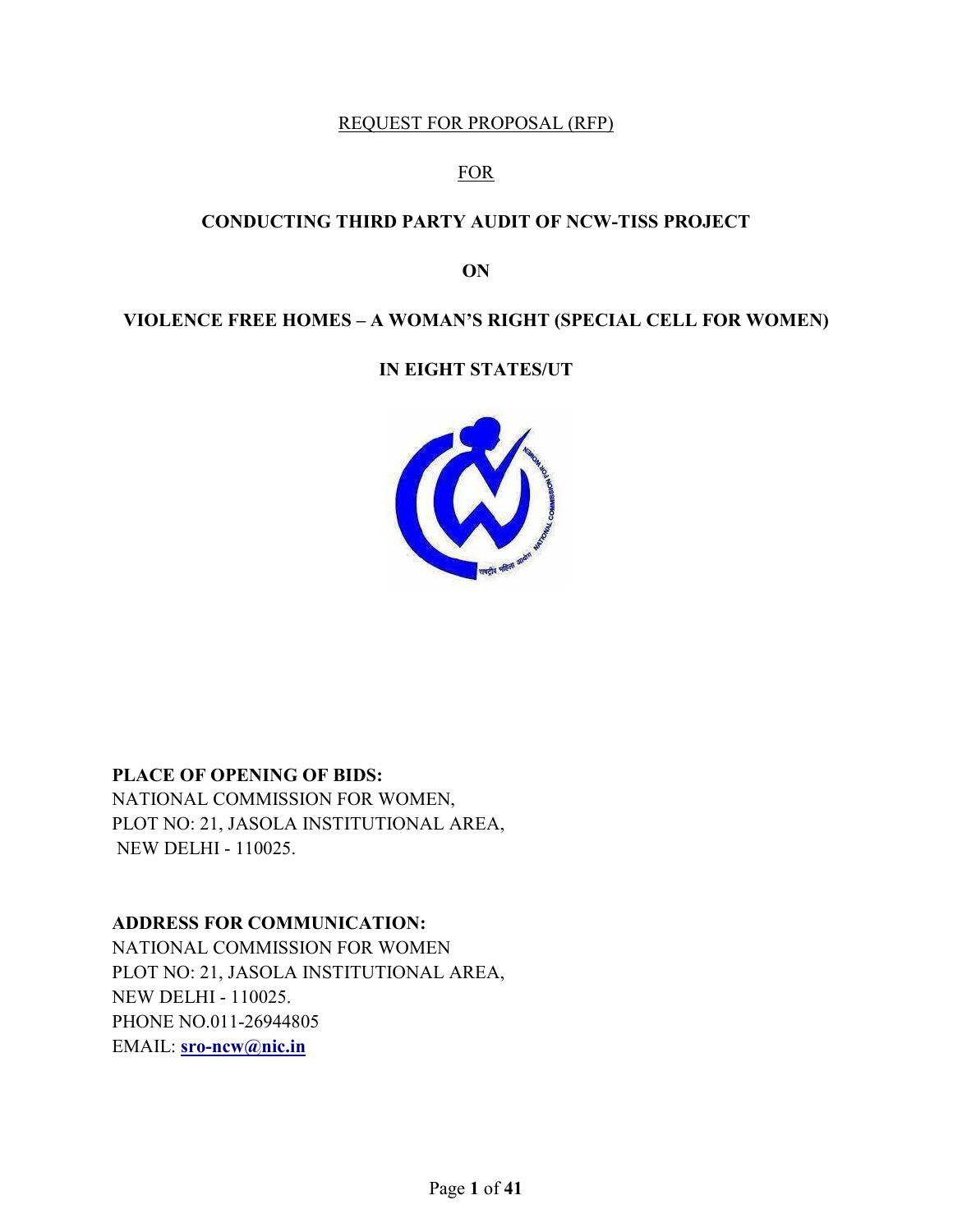REQUEST FOR PROPOSAL (RFP)

FOR

# CONDUCTING THIRD PARTY AUDIT OF NCW-TISS PROJECT

**ON**

# VIOLENCE FREE HOMES – A WOMAN'S RIGHT (SPECIAL CELL FOR WOMEN)

# IN EIGHT STATES/UT

**PLACE OF OPENING OF BIDS:**
NATIONAL COMMISSION FOR WOMEN,
PLOT NO: 21, JASOLA INSTITUTIONAL AREA,
NEW DELHI - 110025.

**ADDRESS FOR COMMUNICATION:**
NATIONAL COMMISSION FOR WOMEN
PLOT NO: 21, JASOLA INSTITUTIONAL AREA,
NEW DELHI - 110025.
PHONE NO.011-26944805
EMAIL: **sro-ncw@nic.in**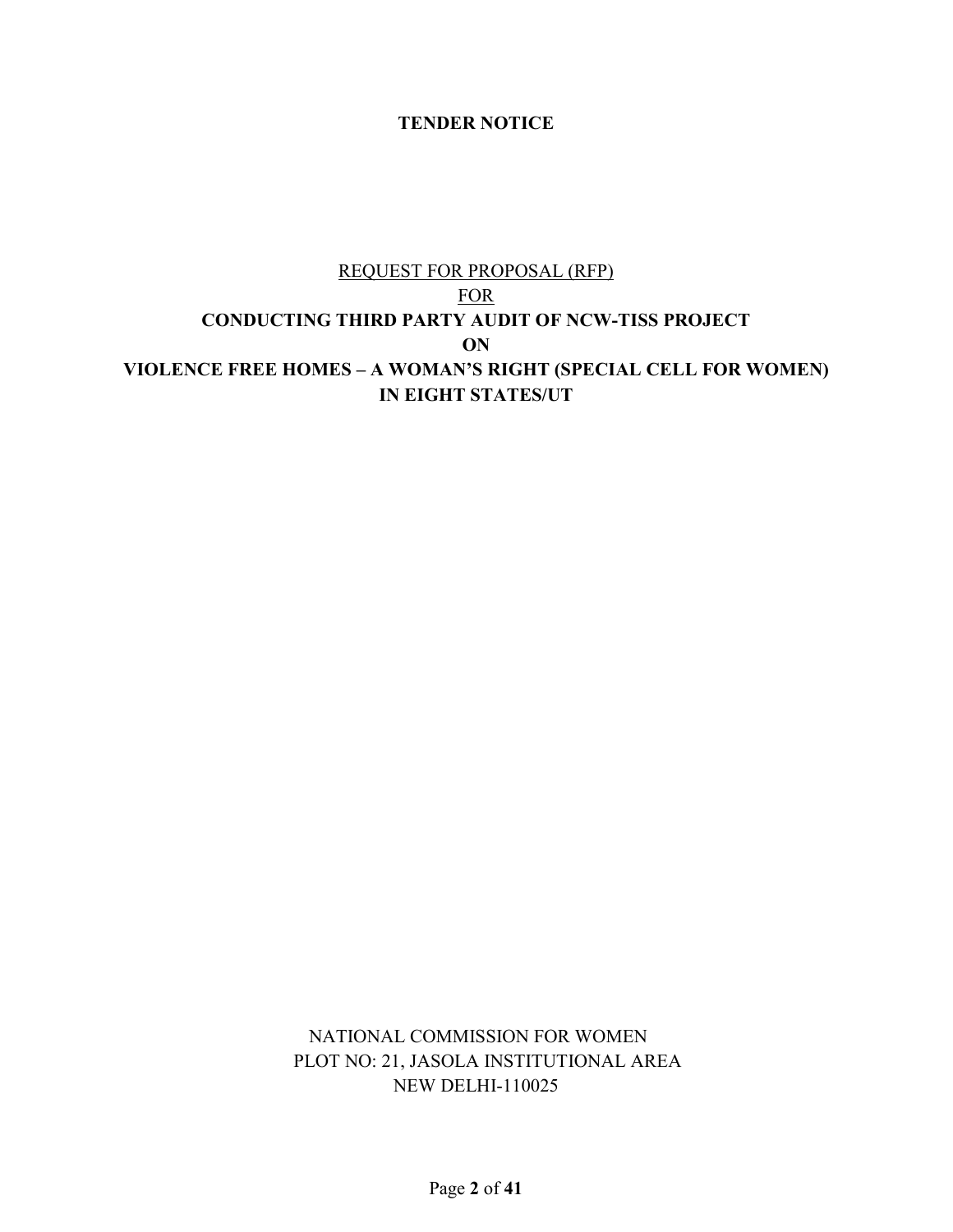**TENDER NOTICE**

REQUEST FOR PROPOSAL (RFP)

FOR

**CONDUCTING THIRD PARTY AUDIT OF NCW-TISS PROJECT**

**ON**

**VIOLENCE FREE HOMES – A WOMAN'S RIGHT (SPECIAL CELL FOR WOMEN) IN EIGHT STATES/UT**

NATIONAL COMMISSION FOR WOMEN

PLOT NO: 21, JASOLA INSTITUTIONAL AREA

NEW DELHI-110025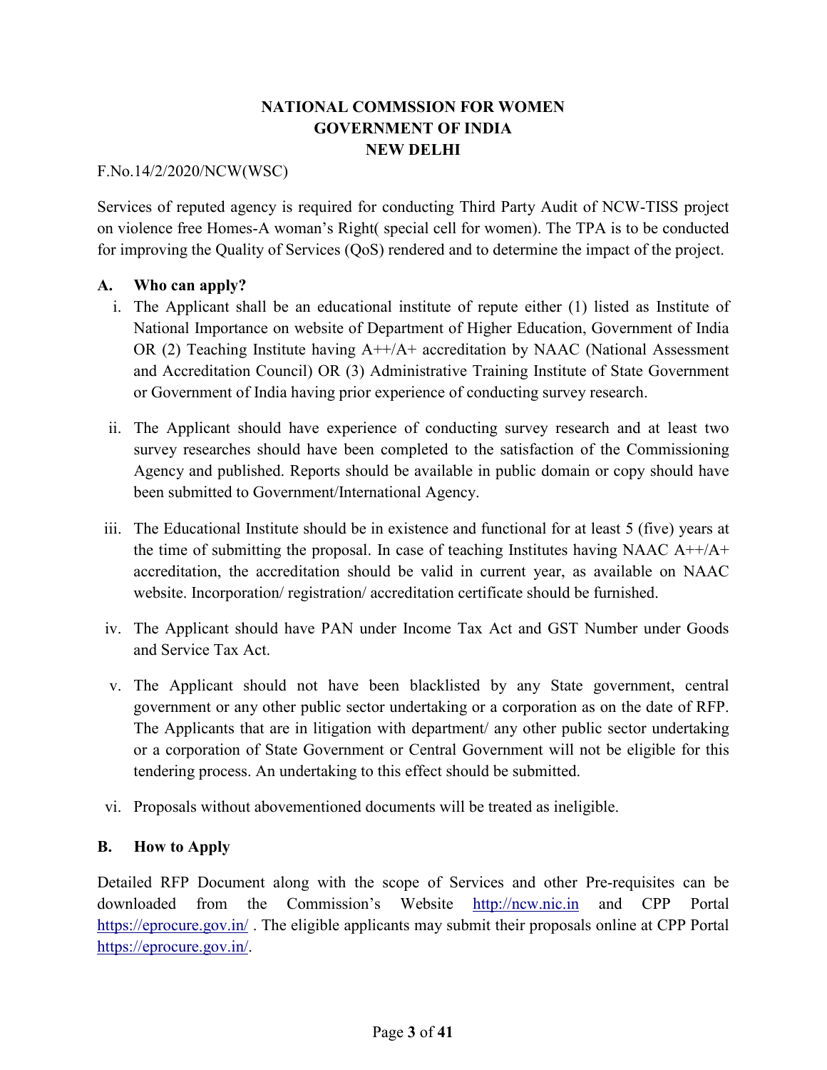**NATIONAL COMMSSION FOR WOMEN**
**GOVERNMENT OF INDIA**
**NEW DELHI**

F.No.14/2/2020/NCW(WSC)

Services of reputed agency is required for conducting Third Party Audit of NCW-TISS project on violence free Homes-A woman's Right( special cell for women). The TPA is to be conducted for improving the Quality of Services (QoS) rendered and to determine the impact of the project.

## A. Who can apply?

i. The Applicant shall be an educational institute of repute either (1) listed as Institute of National Importance on website of Department of Higher Education, Government of India OR (2) Teaching Institute having A++/A+ accreditation by NAAC (National Assessment and Accreditation Council) OR (3) Administrative Training Institute of State Government or Government of India having prior experience of conducting survey research.

ii. The Applicant should have experience of conducting survey research and at least two survey researches should have been completed to the satisfaction of the Commissioning Agency and published. Reports should be available in public domain or copy should have been submitted to Government/International Agency.

iii. The Educational Institute should be in existence and functional for at least 5 (five) years at the time of submitting the proposal. In case of teaching Institutes having NAAC A++/A+ accreditation, the accreditation should be valid in current year, as available on NAAC website. Incorporation/ registration/ accreditation certificate should be furnished.

iv. The Applicant should have PAN under Income Tax Act and GST Number under Goods and Service Tax Act.

v. The Applicant should not have been blacklisted by any State government, central government or any other public sector undertaking or a corporation as on the date of RFP. The Applicants that are in litigation with department/ any other public sector undertaking or a corporation of State Government or Central Government will not be eligible for this tendering process. An undertaking to this effect should be submitted.

vi. Proposals without abovementioned documents will be treated as ineligible.

## B. How to Apply

Detailed RFP Document along with the scope of Services and other Pre-requisites can be downloaded from the Commission's Website http://ncw.nic.in and CPP Portal https://eprocure.gov.in/ . The eligible applicants may submit their proposals online at CPP Portal https://eprocure.gov.in/.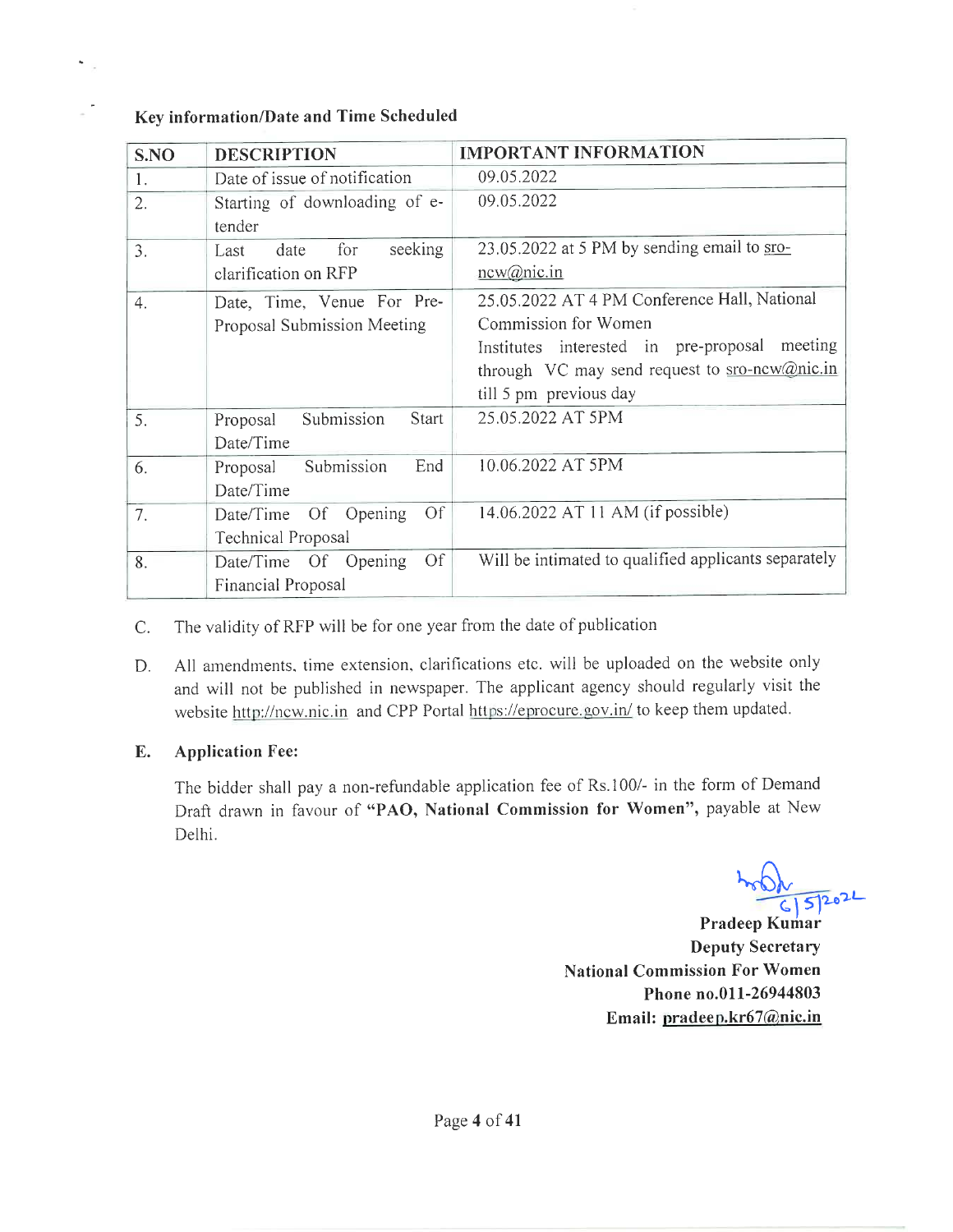**Key information/Date and Time Scheduled**

| S.NO | DESCRIPTION | IMPORTANT INFORMATION |
|---|---|---|
| 1. | Date of issue of notification | 09.05.2022 |
| 2. | Starting of downloading of e-tender | 09.05.2022 |
| 3. | Last date for seeking clarification on RFP | 23.05.2022 at 5 PM by sending email to sro-ncw@nic.in |
| 4. | Date, Time, Venue For Pre-Proposal Submission Meeting | 25.05.2022 AT 4 PM Conference Hall, National Commission for Women<br>Institutes interested in pre-proposal meeting through VC may send request to sro-ncw@nic.in till 5 pm previous day |
| 5. | Proposal Submission Start Date/Time | 25.05.2022 AT 5PM |
| 6. | Proposal Submission End Date/Time | 10.06.2022 AT 5PM |
| 7. | Date/Time Of Opening Of Technical Proposal | 14.06.2022 AT 11 AM (if possible) |
| 8. | Date/Time Of Opening Of Financial Proposal | Will be intimated to qualified applicants separately |

C. The validity of RFP will be for one year from the date of publication

D. All amendments, time extension, clarifications etc. will be uploaded on the website only and will not be published in newspaper. The applicant agency should regularly visit the website http://ncw.nic.in and CPP Portal https://eprocure.gov.in/ to keep them updated.

**E. Application Fee:**

The bidder shall pay a non-refundable application fee of Rs.100/- in the form of Demand Draft drawn in favour of **"PAO, National Commission for Women"**, payable at New Delhi.

6|5|2022

**Pradeep Kumar**
**Deputy Secretary**
**National Commission For Women**
**Phone no.011-26944803**
**Email: pradeep.kr67@nic.in**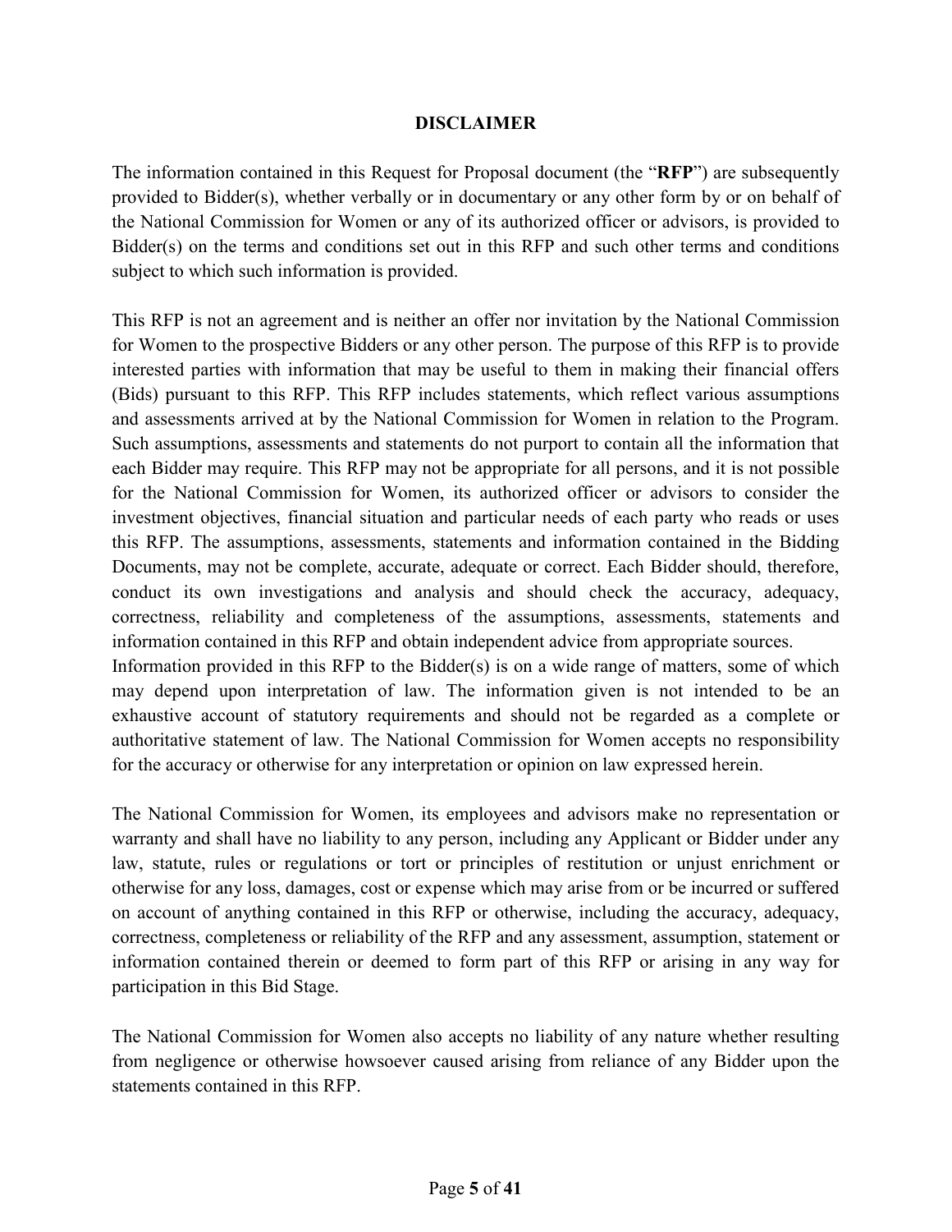# DISCLAIMER

The information contained in this Request for Proposal document (the "**RFP**") are subsequently provided to Bidder(s), whether verbally or in documentary or any other form by or on behalf of the National Commission for Women or any of its authorized officer or advisors, is provided to Bidder(s) on the terms and conditions set out in this RFP and such other terms and conditions subject to which such information is provided.

This RFP is not an agreement and is neither an offer nor invitation by the National Commission for Women to the prospective Bidders or any other person. The purpose of this RFP is to provide interested parties with information that may be useful to them in making their financial offers (Bids) pursuant to this RFP. This RFP includes statements, which reflect various assumptions and assessments arrived at by the National Commission for Women in relation to the Program. Such assumptions, assessments and statements do not purport to contain all the information that each Bidder may require. This RFP may not be appropriate for all persons, and it is not possible for the National Commission for Women, its authorized officer or advisors to consider the investment objectives, financial situation and particular needs of each party who reads or uses this RFP. The assumptions, assessments, statements and information contained in the Bidding Documents, may not be complete, accurate, adequate or correct. Each Bidder should, therefore, conduct its own investigations and analysis and should check the accuracy, adequacy, correctness, reliability and completeness of the assumptions, assessments, statements and information contained in this RFP and obtain independent advice from appropriate sources.
Information provided in this RFP to the Bidder(s) is on a wide range of matters, some of which may depend upon interpretation of law. The information given is not intended to be an exhaustive account of statutory requirements and should not be regarded as a complete or authoritative statement of law. The National Commission for Women accepts no responsibility for the accuracy or otherwise for any interpretation or opinion on law expressed herein.

The National Commission for Women, its employees and advisors make no representation or warranty and shall have no liability to any person, including any Applicant or Bidder under any law, statute, rules or regulations or tort or principles of restitution or unjust enrichment or otherwise for any loss, damages, cost or expense which may arise from or be incurred or suffered on account of anything contained in this RFP or otherwise, including the accuracy, adequacy, correctness, completeness or reliability of the RFP and any assessment, assumption, statement or information contained therein or deemed to form part of this RFP or arising in any way for participation in this Bid Stage.

The National Commission for Women also accepts no liability of any nature whether resulting from negligence or otherwise howsoever caused arising from reliance of any Bidder upon the statements contained in this RFP.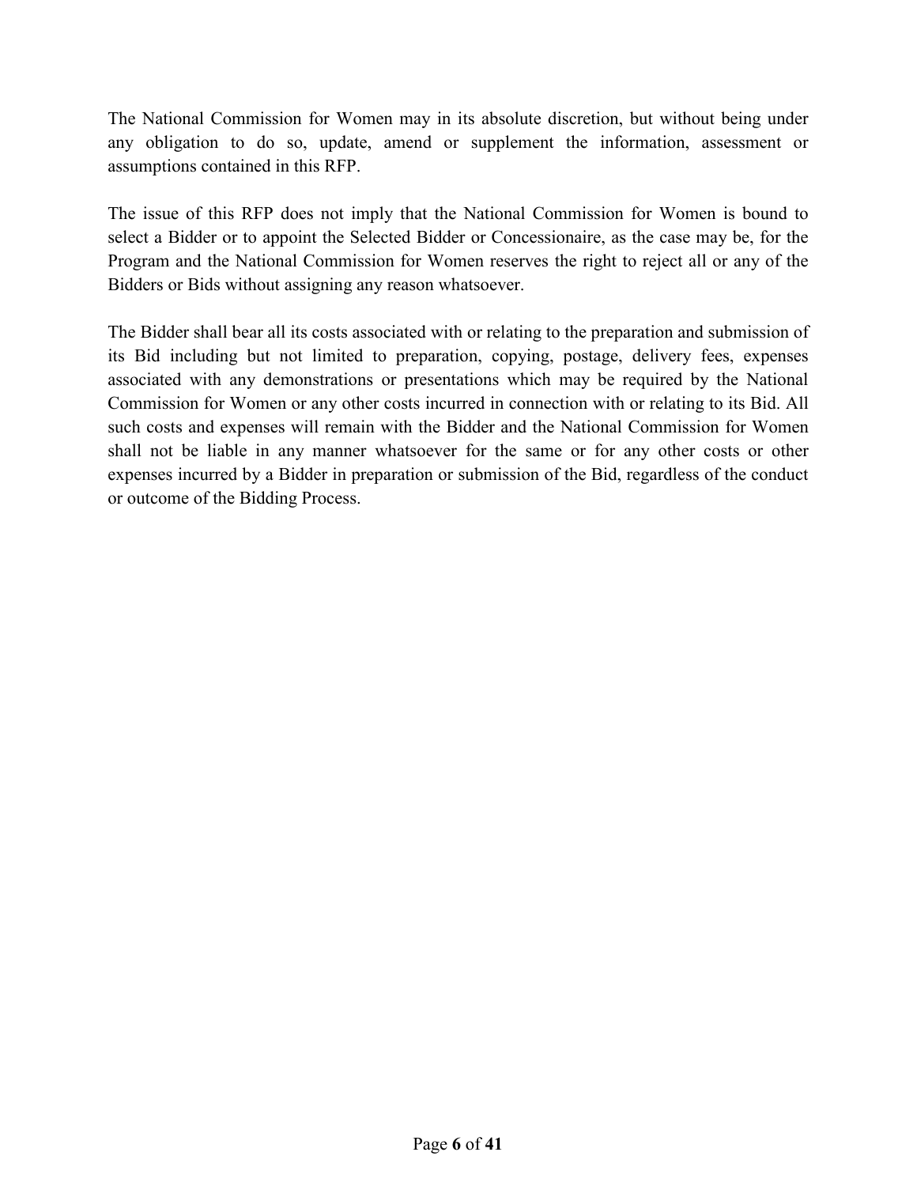The National Commission for Women may in its absolute discretion, but without being under any obligation to do so, update, amend or supplement the information, assessment or assumptions contained in this RFP.

The issue of this RFP does not imply that the National Commission for Women is bound to select a Bidder or to appoint the Selected Bidder or Concessionaire, as the case may be, for the Program and the National Commission for Women reserves the right to reject all or any of the Bidders or Bids without assigning any reason whatsoever.

The Bidder shall bear all its costs associated with or relating to the preparation and submission of its Bid including but not limited to preparation, copying, postage, delivery fees, expenses associated with any demonstrations or presentations which may be required by the National Commission for Women or any other costs incurred in connection with or relating to its Bid. All such costs and expenses will remain with the Bidder and the National Commission for Women shall not be liable in any manner whatsoever for the same or for any other costs or other expenses incurred by a Bidder in preparation or submission of the Bid, regardless of the conduct or outcome of the Bidding Process.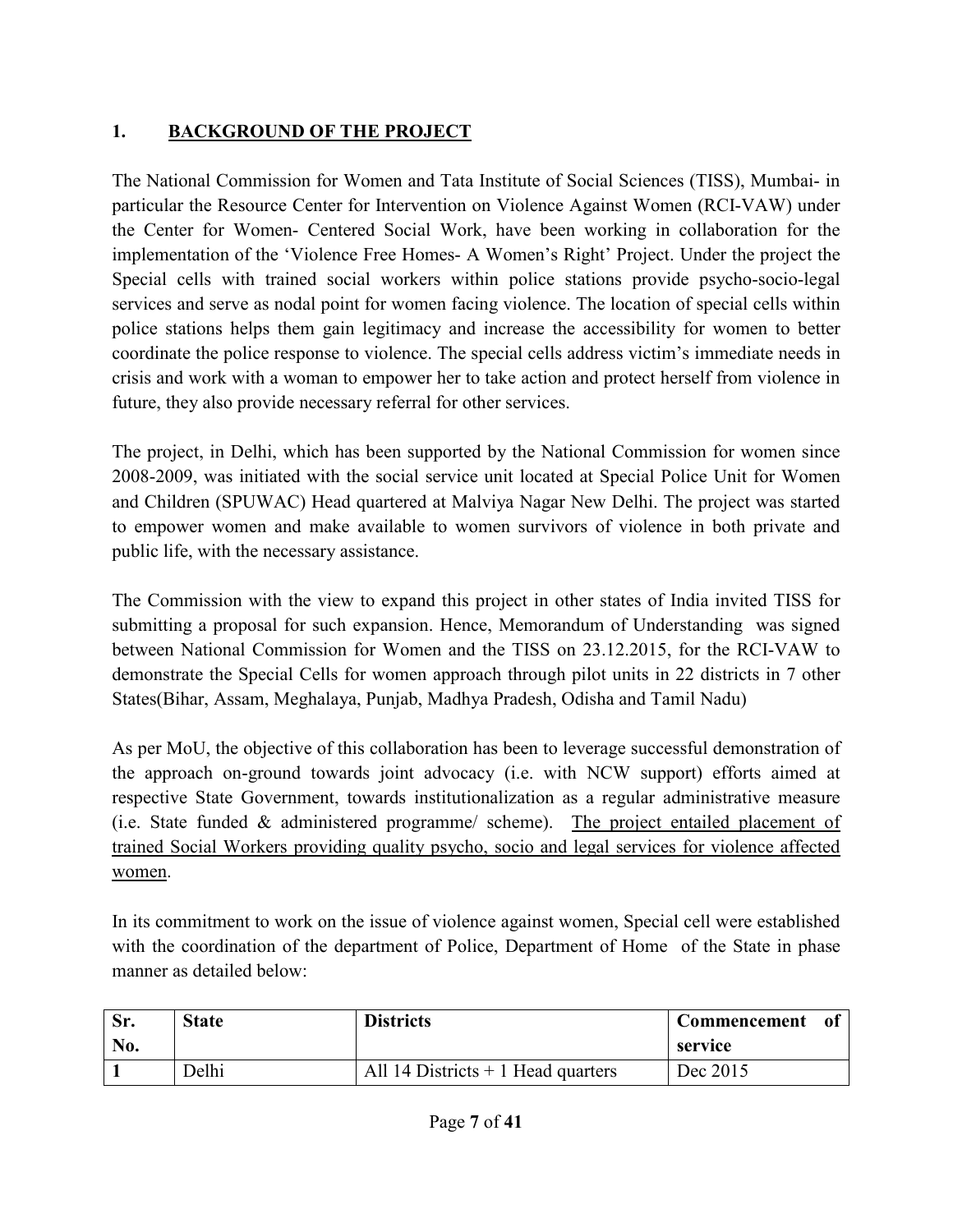## 1. BACKGROUND OF THE PROJECT

The National Commission for Women and Tata Institute of Social Sciences (TISS), Mumbai- in particular the Resource Center for Intervention on Violence Against Women (RCI-VAW) under the Center for Women- Centered Social Work, have been working in collaboration for the implementation of the 'Violence Free Homes- A Women's Right' Project. Under the project the Special cells with trained social workers within police stations provide psycho-socio-legal services and serve as nodal point for women facing violence. The location of special cells within police stations helps them gain legitimacy and increase the accessibility for women to better coordinate the police response to violence. The special cells address victim's immediate needs in crisis and work with a woman to empower her to take action and protect herself from violence in future, they also provide necessary referral for other services.

The project, in Delhi, which has been supported by the National Commission for women since 2008-2009, was initiated with the social service unit located at Special Police Unit for Women and Children (SPUWAC) Head quartered at Malviya Nagar New Delhi. The project was started to empower women and make available to women survivors of violence in both private and public life, with the necessary assistance.

The Commission with the view to expand this project in other states of India invited TISS for submitting a proposal for such expansion. Hence, Memorandum of Understanding was signed between National Commission for Women and the TISS on 23.12.2015, for the RCI-VAW to demonstrate the Special Cells for women approach through pilot units in 22 districts in 7 other States(Bihar, Assam, Meghalaya, Punjab, Madhya Pradesh, Odisha and Tamil Nadu)

As per MoU, the objective of this collaboration has been to leverage successful demonstration of the approach on-ground towards joint advocacy (i.e. with NCW support) efforts aimed at respective State Government, towards institutionalization as a regular administrative measure (i.e. State funded & administered programme/ scheme). <u>The project entailed placement of trained Social Workers providing quality psycho, socio and legal services for violence affected women</u>.

In its commitment to work on the issue of violence against women, Special cell were established with the coordination of the department of Police, Department of Home of the State in phase manner as detailed below:

| Sr. No. | State | Districts | Commencement of service |
|---|---|---|---|
| **1** | Delhi | All 14 Districts + 1 Head quarters | Dec 2015 |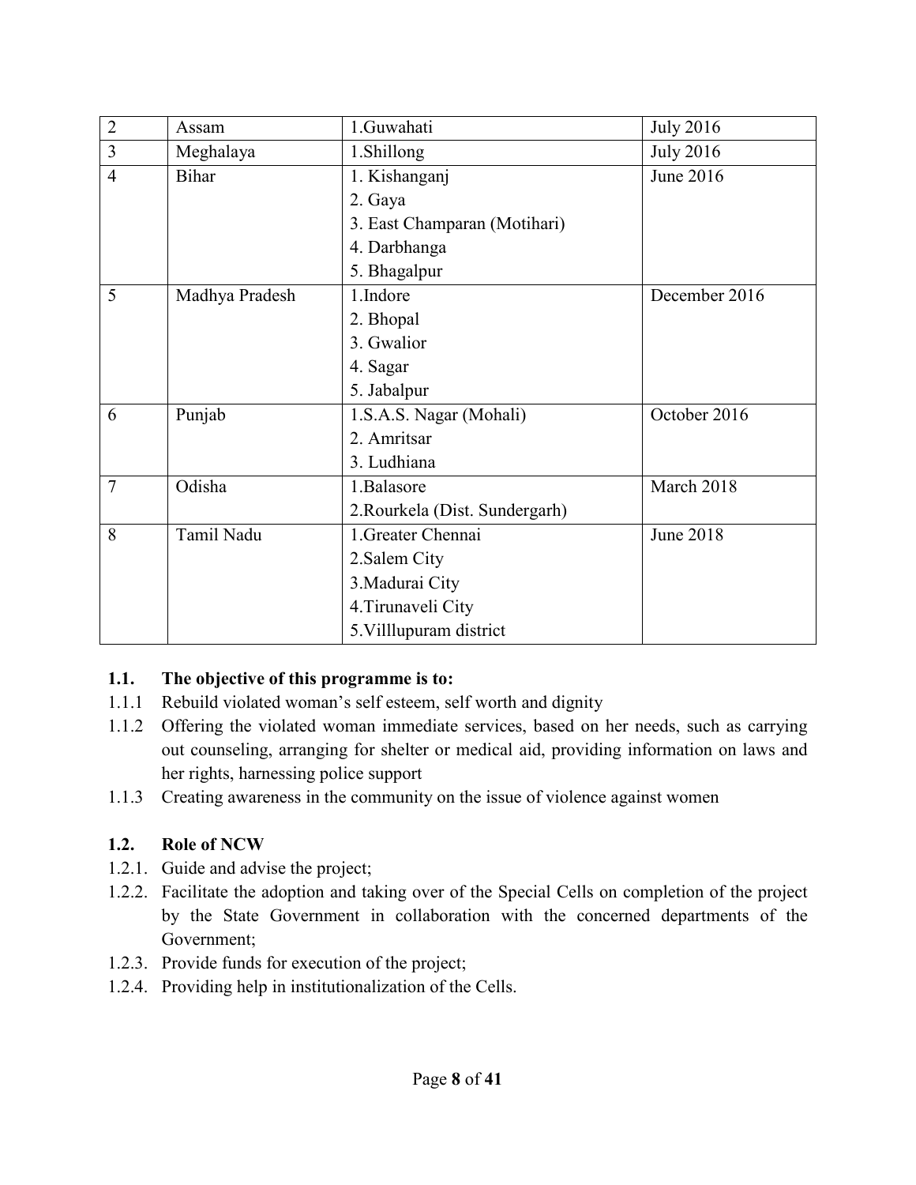| 2 | Assam | 1.Guwahati | July 2016 |
|---|---|---|---|
| 3 | Meghalaya | 1.Shillong | July 2016 |
| 4 | Bihar | 1. Kishanganj<br>2. Gaya<br>3. East Champaran (Motihari)<br>4. Darbhanga<br>5. Bhagalpur | June 2016 |
| 5 | Madhya Pradesh | 1.Indore<br>2. Bhopal<br>3. Gwalior<br>4. Sagar<br>5. Jabalpur | December 2016 |
| 6 | Punjab | 1.S.A.S. Nagar (Mohali)<br>2. Amritsar<br>3. Ludhiana | October 2016 |
| 7 | Odisha | 1.Balasore<br>2.Rourkela (Dist. Sundergarh) | March 2018 |
| 8 | Tamil Nadu | 1.Greater Chennai<br>2.Salem City<br>3.Madurai City<br>4.Tirunaveli City<br>5.Villlupuram district | June 2018 |

**1.1. The objective of this programme is to:**

1.1.1 Rebuild violated woman's self esteem, self worth and dignity

1.1.2 Offering the violated woman immediate services, based on her needs, such as carrying out counseling, arranging for shelter or medical aid, providing information on laws and her rights, harnessing police support

1.1.3 Creating awareness in the community on the issue of violence against women

**1.2. Role of NCW**

1.2.1. Guide and advise the project;

1.2.2. Facilitate the adoption and taking over of the Special Cells on completion of the project by the State Government in collaboration with the concerned departments of the Government;

1.2.3. Provide funds for execution of the project;

1.2.4. Providing help in institutionalization of the Cells.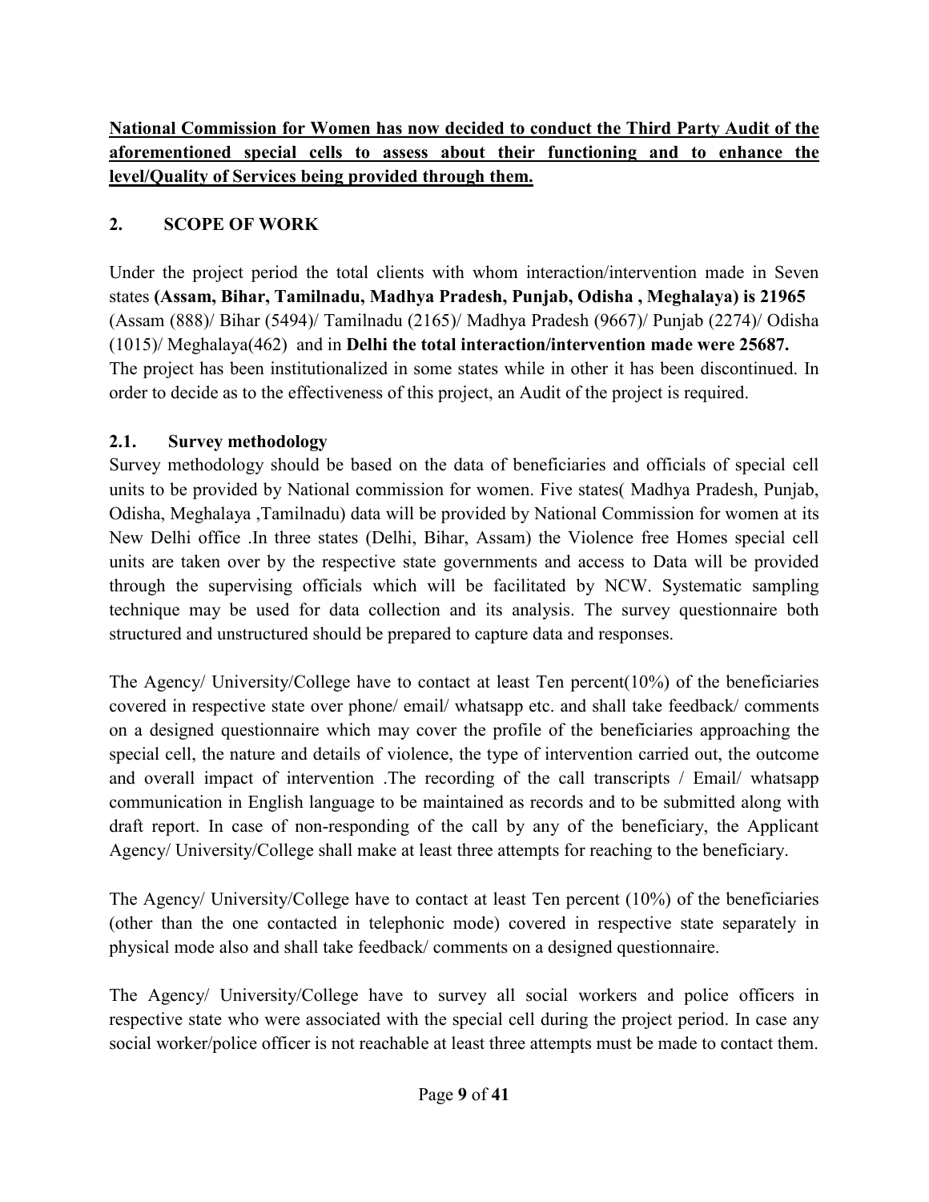**National Commission for Women has now decided to conduct the Third Party Audit of the aforementioned special cells to assess about their functioning and to enhance the level/Quality of Services being provided through them.**

## 2. SCOPE OF WORK

Under the project period the total clients with whom interaction/intervention made in Seven states **(Assam, Bihar, Tamilnadu, Madhya Pradesh, Punjab, Odisha , Meghalaya) is 21965** (Assam (888)/ Bihar (5494)/ Tamilnadu (2165)/ Madhya Pradesh (9667)/ Punjab (2274)/ Odisha (1015)/ Meghalaya(462) and in **Delhi the total interaction/intervention made were 25687.** The project has been institutionalized in some states while in other it has been discontinued. In order to decide as to the effectiveness of this project, an Audit of the project is required.

### 2.1. Survey methodology

Survey methodology should be based on the data of beneficiaries and officials of special cell units to be provided by National commission for women. Five states( Madhya Pradesh, Punjab, Odisha, Meghalaya ,Tamilnadu) data will be provided by National Commission for women at its New Delhi office .In three states (Delhi, Bihar, Assam) the Violence free Homes special cell units are taken over by the respective state governments and access to Data will be provided through the supervising officials which will be facilitated by NCW. Systematic sampling technique may be used for data collection and its analysis. The survey questionnaire both structured and unstructured should be prepared to capture data and responses.

The Agency/ University/College have to contact at least Ten percent(10%) of the beneficiaries covered in respective state over phone/ email/ whatsapp etc. and shall take feedback/ comments on a designed questionnaire which may cover the profile of the beneficiaries approaching the special cell, the nature and details of violence, the type of intervention carried out, the outcome and overall impact of intervention .The recording of the call transcripts / Email/ whatsapp communication in English language to be maintained as records and to be submitted along with draft report. In case of non-responding of the call by any of the beneficiary, the Applicant Agency/ University/College shall make at least three attempts for reaching to the beneficiary.

The Agency/ University/College have to contact at least Ten percent (10%) of the beneficiaries (other than the one contacted in telephonic mode) covered in respective state separately in physical mode also and shall take feedback/ comments on a designed questionnaire.

The Agency/ University/College have to survey all social workers and police officers in respective state who were associated with the special cell during the project period. In case any social worker/police officer is not reachable at least three attempts must be made to contact them.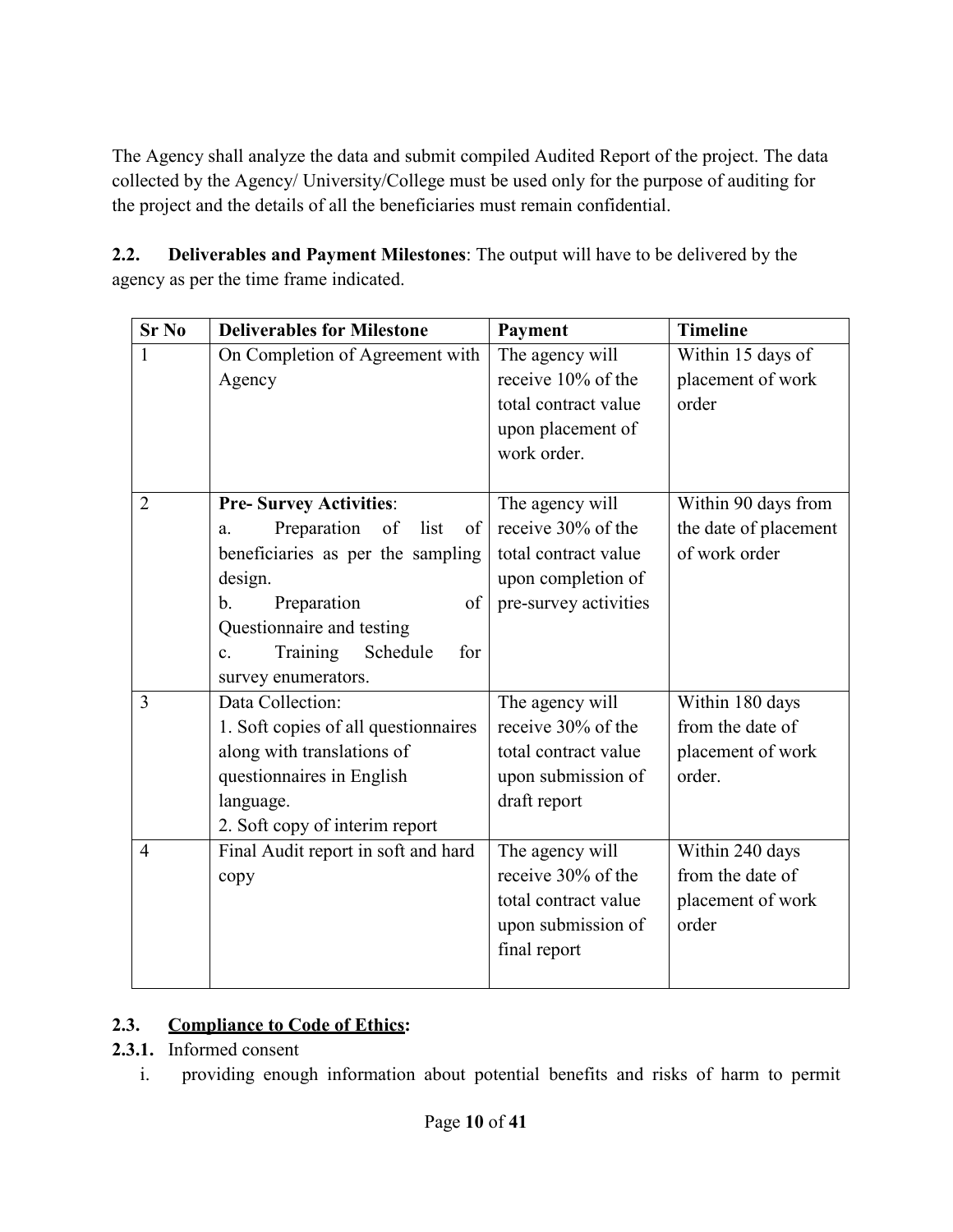The Agency shall analyze the data and submit compiled Audited Report of the project. The data collected by the Agency/ University/College must be used only for the purpose of auditing for the project and the details of all the beneficiaries must remain confidential.

**2.2. Deliverables and Payment Milestones**: The output will have to be delivered by the agency as per the time frame indicated.

| Sr No | Deliverables for Milestone | Payment | Timeline |
|---|---|---|---|
| 1 | On Completion of Agreement with Agency | The agency will receive 10% of the total contract value upon placement of work order. | Within 15 days of placement of work order |
| 2 | **Pre- Survey Activities**:<br>a. Preparation of list of beneficiaries as per the sampling design.<br>b. Preparation of Questionnaire and testing<br>c. Training Schedule for survey enumerators. | The agency will receive 30% of the total contract value upon completion of pre-survey activities | Within 90 days from the date of placement of work order |
| 3 | Data Collection:<br>1. Soft copies of all questionnaires along with translations of questionnaires in English language.<br>2. Soft copy of interim report | The agency will receive 30% of the total contract value upon submission of draft report | Within 180 days from the date of placement of work order. |
| 4 | Final Audit report in soft and hard copy | The agency will receive 30% of the total contract value upon submission of final report | Within 240 days from the date of placement of work order |

### 2.3. <u>Compliance to Code of Ethics</u>:

**2.3.1.** Informed consent

i. providing enough information about potential benefits and risks of harm to permit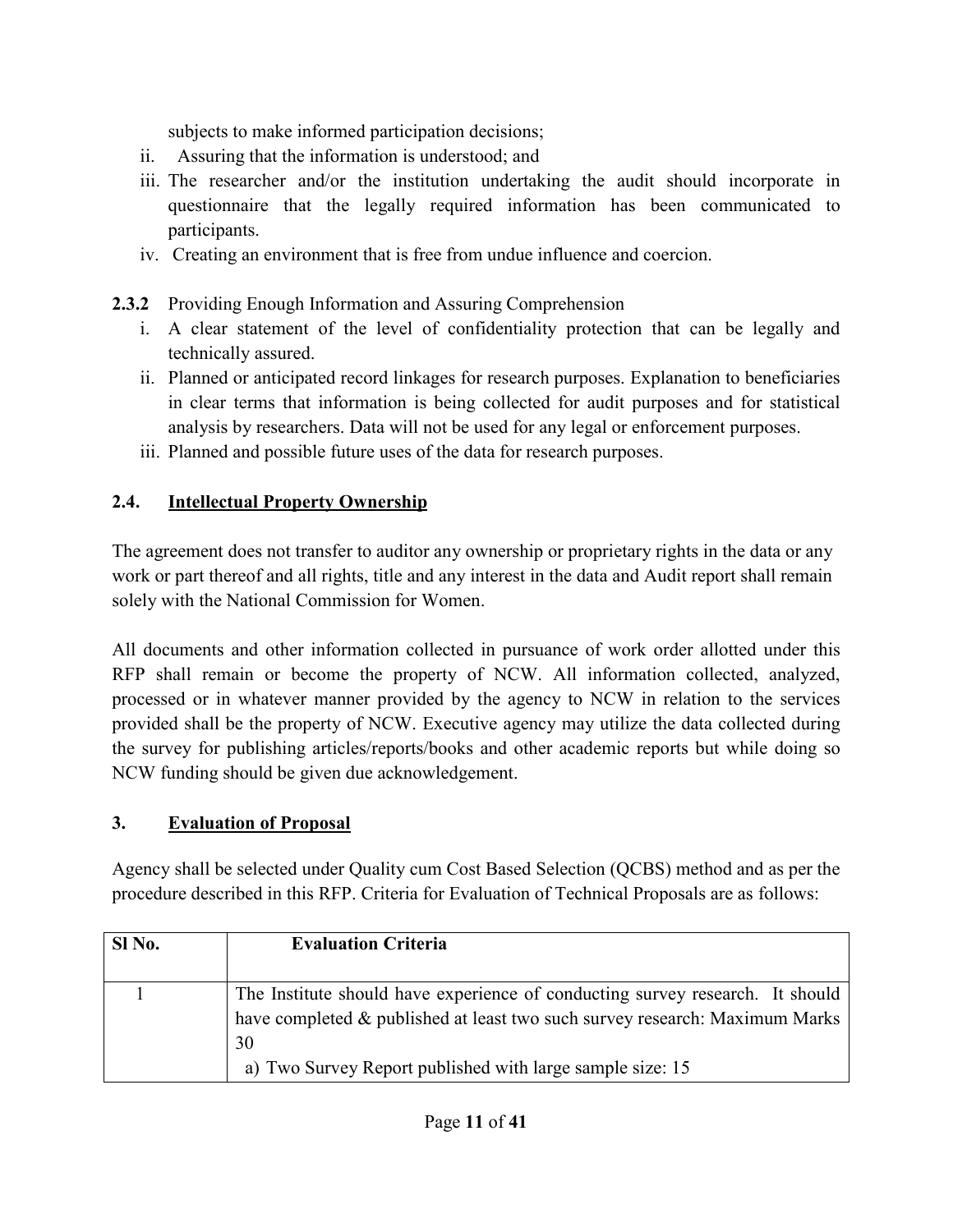subjects to make informed participation decisions;

ii. Assuring that the information is understood; and

iii. The researcher and/or the institution undertaking the audit should incorporate in questionnaire that the legally required information has been communicated to participants.

iv. Creating an environment that is free from undue influence and coercion.

**2.3.2** Providing Enough Information and Assuring Comprehension

i. A clear statement of the level of confidentiality protection that can be legally and technically assured.

ii. Planned or anticipated record linkages for research purposes. Explanation to beneficiaries in clear terms that information is being collected for audit purposes and for statistical analysis by researchers. Data will not be used for any legal or enforcement purposes.

iii. Planned and possible future uses of the data for research purposes.

## 2.4. <u>Intellectual Property Ownership</u>

The agreement does not transfer to auditor any ownership or proprietary rights in the data or any work or part thereof and all rights, title and any interest in the data and Audit report shall remain solely with the National Commission for Women.

All documents and other information collected in pursuance of work order allotted under this RFP shall remain or become the property of NCW. All information collected, analyzed, processed or in whatever manner provided by the agency to NCW in relation to the services provided shall be the property of NCW. Executive agency may utilize the data collected during the survey for publishing articles/reports/books and other academic reports but while doing so NCW funding should be given due acknowledgement.

## 3. <u>Evaluation of Proposal</u>

Agency shall be selected under Quality cum Cost Based Selection (QCBS) method and as per the procedure described in this RFP. Criteria for Evaluation of Technical Proposals are as follows:

| Sl No. | Evaluation Criteria |
|---|---|
| 1 | The Institute should have experience of conducting survey research. It should have completed & published at least two such survey research: Maximum Marks 30<br>a) Two Survey Report published with large sample size: 15 |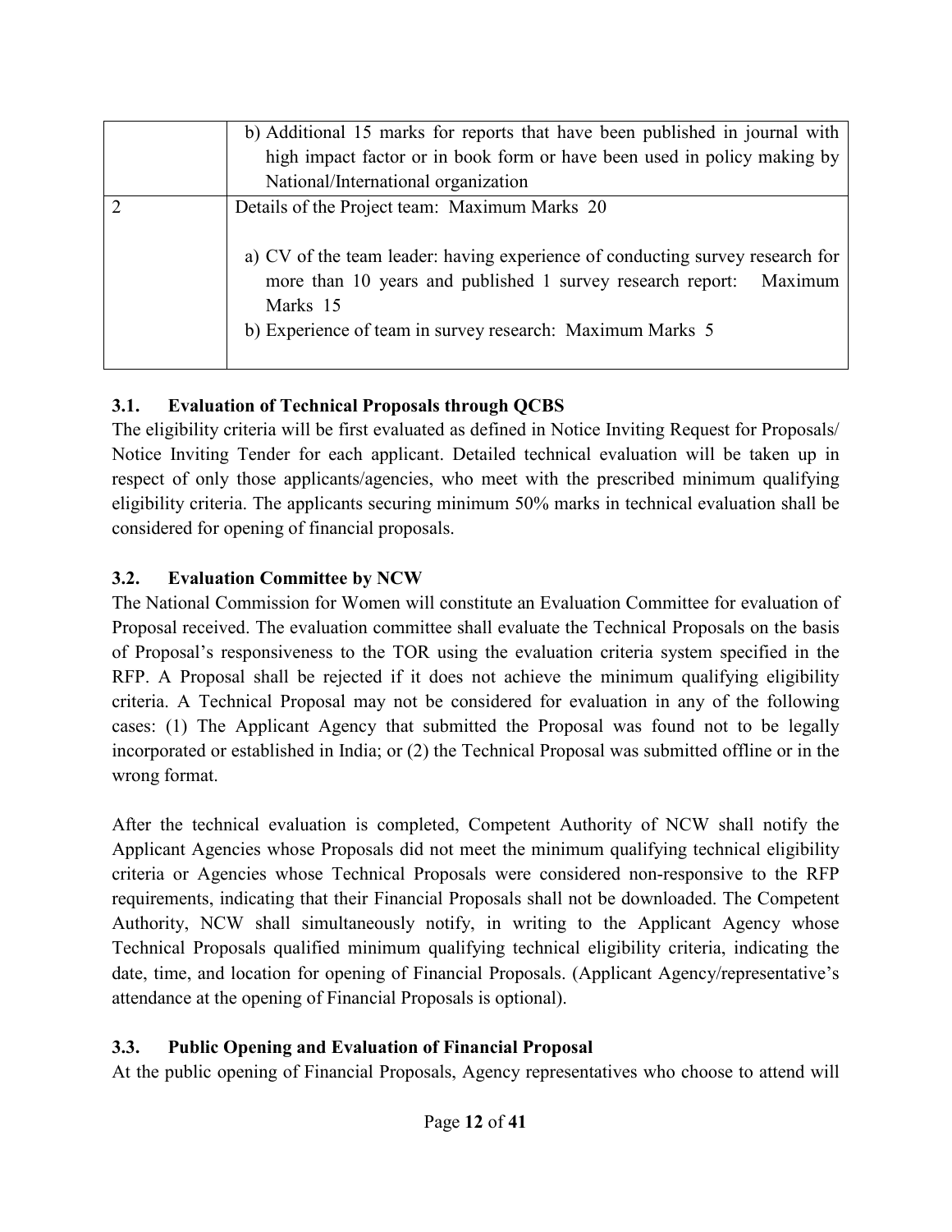| | |
|---|---|
| | b) Additional 15 marks for reports that have been published in journal with high impact factor or in book form or have been used in policy making by National/International organization |
| 2 | Details of the Project team: Maximum Marks 20<br><br>a) CV of the team leader: having experience of conducting survey research for more than 10 years and published 1 survey research report: Maximum Marks 15<br>b) Experience of team in survey research: Maximum Marks 5 |

### 3.1. Evaluation of Technical Proposals through QCBS

The eligibility criteria will be first evaluated as defined in Notice Inviting Request for Proposals/ Notice Inviting Tender for each applicant. Detailed technical evaluation will be taken up in respect of only those applicants/agencies, who meet with the prescribed minimum qualifying eligibility criteria. The applicants securing minimum 50% marks in technical evaluation shall be considered for opening of financial proposals.

### 3.2. Evaluation Committee by NCW

The National Commission for Women will constitute an Evaluation Committee for evaluation of Proposal received. The evaluation committee shall evaluate the Technical Proposals on the basis of Proposal's responsiveness to the TOR using the evaluation criteria system specified in the RFP. A Proposal shall be rejected if it does not achieve the minimum qualifying eligibility criteria. A Technical Proposal may not be considered for evaluation in any of the following cases: (1) The Applicant Agency that submitted the Proposal was found not to be legally incorporated or established in India; or (2) the Technical Proposal was submitted offline or in the wrong format.

After the technical evaluation is completed, Competent Authority of NCW shall notify the Applicant Agencies whose Proposals did not meet the minimum qualifying technical eligibility criteria or Agencies whose Technical Proposals were considered non-responsive to the RFP requirements, indicating that their Financial Proposals shall not be downloaded. The Competent Authority, NCW shall simultaneously notify, in writing to the Applicant Agency whose Technical Proposals qualified minimum qualifying technical eligibility criteria, indicating the date, time, and location for opening of Financial Proposals. (Applicant Agency/representative's attendance at the opening of Financial Proposals is optional).

### 3.3. Public Opening and Evaluation of Financial Proposal

At the public opening of Financial Proposals, Agency representatives who choose to attend will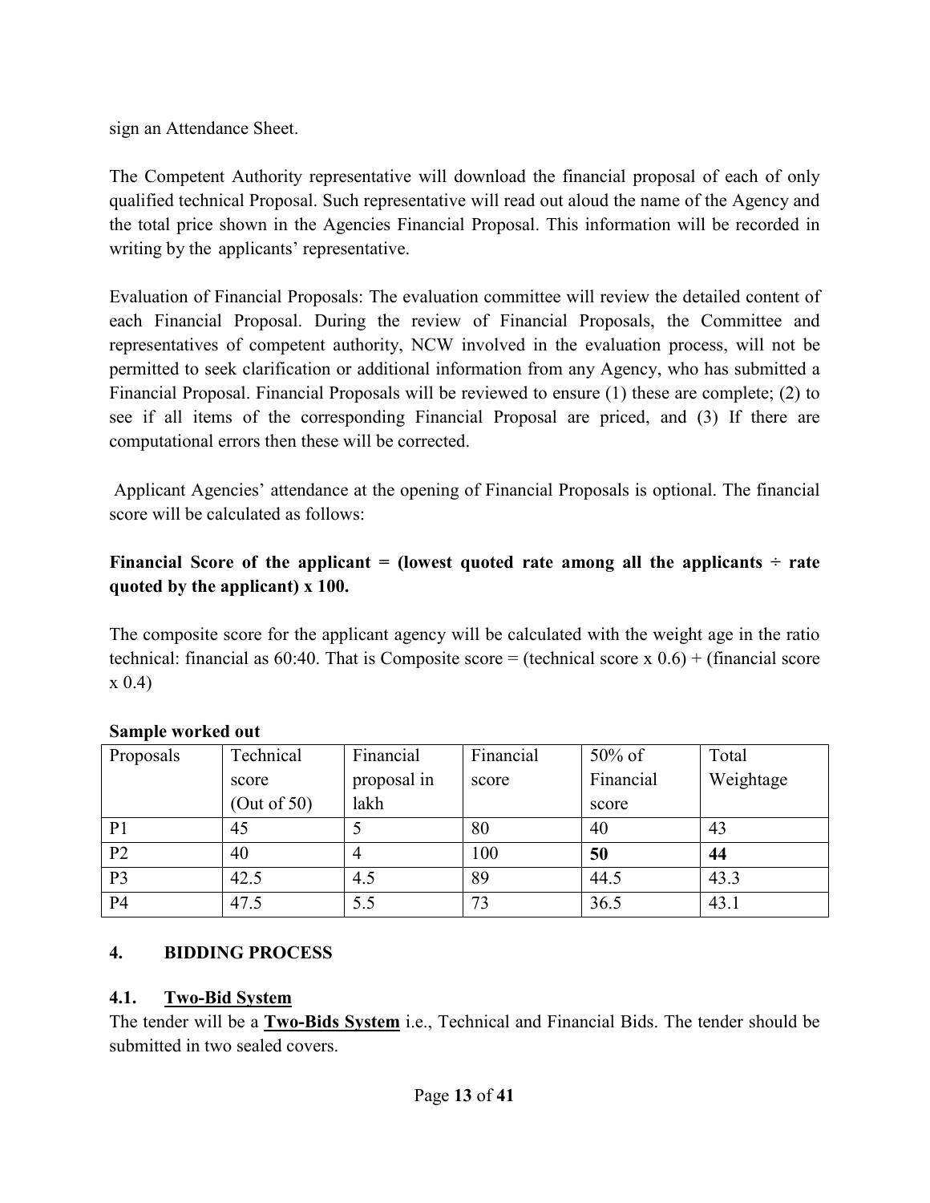sign an Attendance Sheet.

The Competent Authority representative will download the financial proposal of each of only qualified technical Proposal. Such representative will read out aloud the name of the Agency and the total price shown in the Agencies Financial Proposal. This information will be recorded in writing by the applicants' representative.

Evaluation of Financial Proposals: The evaluation committee will review the detailed content of each Financial Proposal. During the review of Financial Proposals, the Committee and representatives of competent authority, NCW involved in the evaluation process, will not be permitted to seek clarification or additional information from any Agency, who has submitted a Financial Proposal. Financial Proposals will be reviewed to ensure (1) these are complete; (2) to see if all items of the corresponding Financial Proposal are priced, and (3) If there are computational errors then these will be corrected.

Applicant Agencies' attendance at the opening of Financial Proposals is optional. The financial score will be calculated as follows:

**Financial Score of the applicant = (lowest quoted rate among all the applicants ÷ rate quoted by the applicant) x 100.**

The composite score for the applicant agency will be calculated with the weight age in the ratio technical: financial as 60:40. That is Composite score = (technical score x 0.6) + (financial score x 0.4)

**Sample worked out**

| Proposals | Technical score (Out of 50) | Financial proposal in lakh | Financial score | 50% of Financial score | Total Weightage |
|---|---|---|---|---|---|
| P1 | 45 | 5 | 80 | 40 | 43 |
| P2 | 40 | 4 | 100 | **50** | **44** |
| P3 | 42.5 | 4.5 | 89 | 44.5 | 43.3 |
| P4 | 47.5 | 5.5 | 73 | 36.5 | 43.1 |

## 4. BIDDING PROCESS

### 4.1. <u>Two-Bid System</u>

The tender will be a **<u>Two-Bids System</u>** i.e., Technical and Financial Bids. The tender should be submitted in two sealed covers.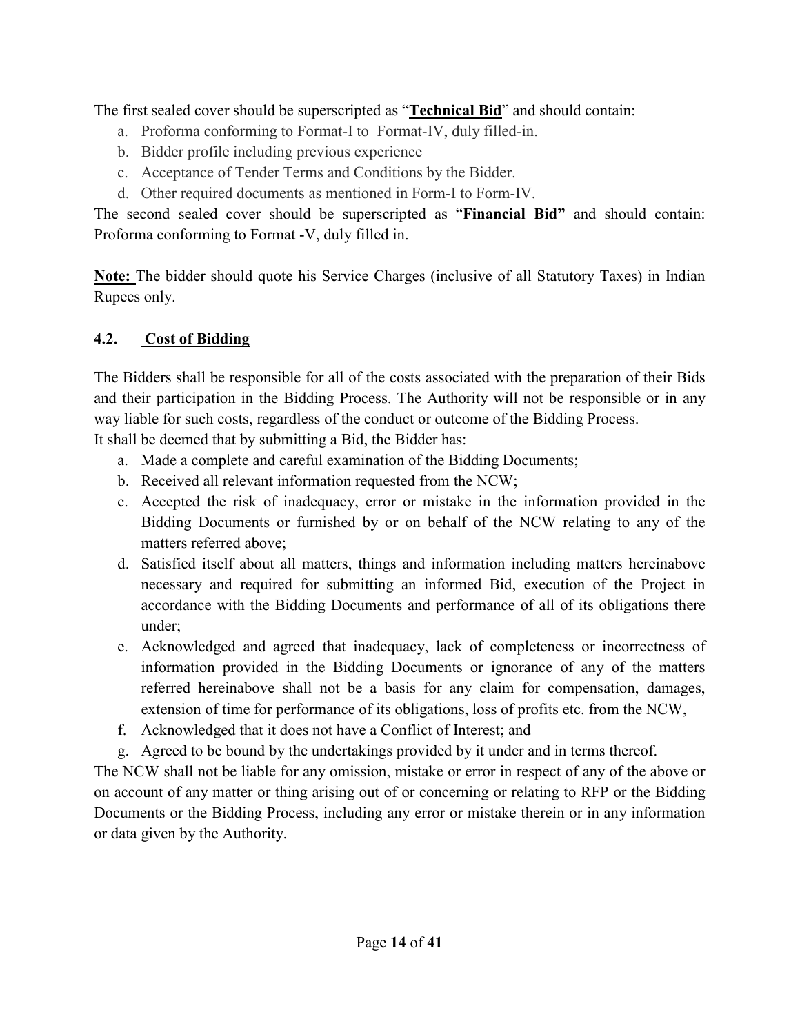The first sealed cover should be superscripted as "**Technical Bid**" and should contain:

a. Proforma conforming to Format-I to Format-IV, duly filled-in.
b. Bidder profile including previous experience
c. Acceptance of Tender Terms and Conditions by the Bidder.
d. Other required documents as mentioned in Form-I to Form-IV.

The second sealed cover should be superscripted as "**Financial Bid"** and should contain: Proforma conforming to Format -V, duly filled in.

**Note:** The bidder should quote his Service Charges (inclusive of all Statutory Taxes) in Indian Rupees only.

### 4.2. Cost of Bidding

The Bidders shall be responsible for all of the costs associated with the preparation of their Bids and their participation in the Bidding Process. The Authority will not be responsible or in any way liable for such costs, regardless of the conduct or outcome of the Bidding Process.

It shall be deemed that by submitting a Bid, the Bidder has:

a. Made a complete and careful examination of the Bidding Documents;
b. Received all relevant information requested from the NCW;
c. Accepted the risk of inadequacy, error or mistake in the information provided in the Bidding Documents or furnished by or on behalf of the NCW relating to any of the matters referred above;
d. Satisfied itself about all matters, things and information including matters hereinabove necessary and required for submitting an informed Bid, execution of the Project in accordance with the Bidding Documents and performance of all of its obligations there under;
e. Acknowledged and agreed that inadequacy, lack of completeness or incorrectness of information provided in the Bidding Documents or ignorance of any of the matters referred hereinabove shall not be a basis for any claim for compensation, damages, extension of time for performance of its obligations, loss of profits etc. from the NCW,
f. Acknowledged that it does not have a Conflict of Interest; and
g. Agreed to be bound by the undertakings provided by it under and in terms thereof.

The NCW shall not be liable for any omission, mistake or error in respect of any of the above or on account of any matter or thing arising out of or concerning or relating to RFP or the Bidding Documents or the Bidding Process, including any error or mistake therein or in any information or data given by the Authority.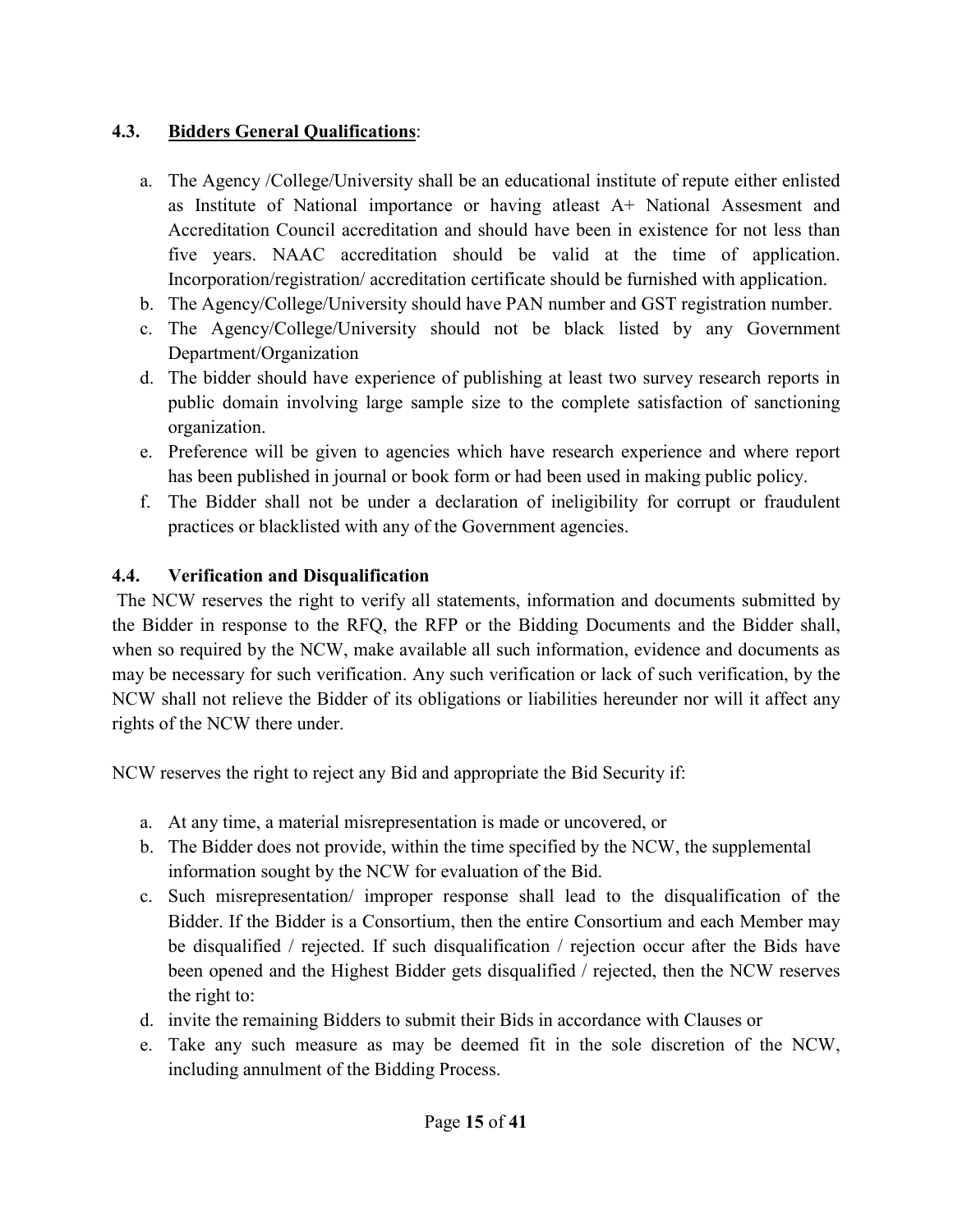### 4.3. **Bidders General Qualifications**:

a. The Agency /College/University shall be an educational institute of repute either enlisted as Institute of National importance or having atleast A+ National Assesment and Accreditation Council accreditation and should have been in existence for not less than five years. NAAC accreditation should be valid at the time of application. Incorporation/registration/ accreditation certificate should be furnished with application.
b. The Agency/College/University should have PAN number and GST registration number.
c. The Agency/College/University should not be black listed by any Government Department/Organization
d. The bidder should have experience of publishing at least two survey research reports in public domain involving large sample size to the complete satisfaction of sanctioning organization.
e. Preference will be given to agencies which have research experience and where report has been published in journal or book form or had been used in making public policy.
f. The Bidder shall not be under a declaration of ineligibility for corrupt or fraudulent practices or blacklisted with any of the Government agencies.

### 4.4. Verification and Disqualification

The NCW reserves the right to verify all statements, information and documents submitted by the Bidder in response to the RFQ, the RFP or the Bidding Documents and the Bidder shall, when so required by the NCW, make available all such information, evidence and documents as may be necessary for such verification. Any such verification or lack of such verification, by the NCW shall not relieve the Bidder of its obligations or liabilities hereunder nor will it affect any rights of the NCW there under.

NCW reserves the right to reject any Bid and appropriate the Bid Security if:

a. At any time, a material misrepresentation is made or uncovered, or
b. The Bidder does not provide, within the time specified by the NCW, the supplemental information sought by the NCW for evaluation of the Bid.
c. Such misrepresentation/ improper response shall lead to the disqualification of the Bidder. If the Bidder is a Consortium, then the entire Consortium and each Member may be disqualified / rejected. If such disqualification / rejection occur after the Bids have been opened and the Highest Bidder gets disqualified / rejected, then the NCW reserves the right to:
d. invite the remaining Bidders to submit their Bids in accordance with Clauses or
e. Take any such measure as may be deemed fit in the sole discretion of the NCW, including annulment of the Bidding Process.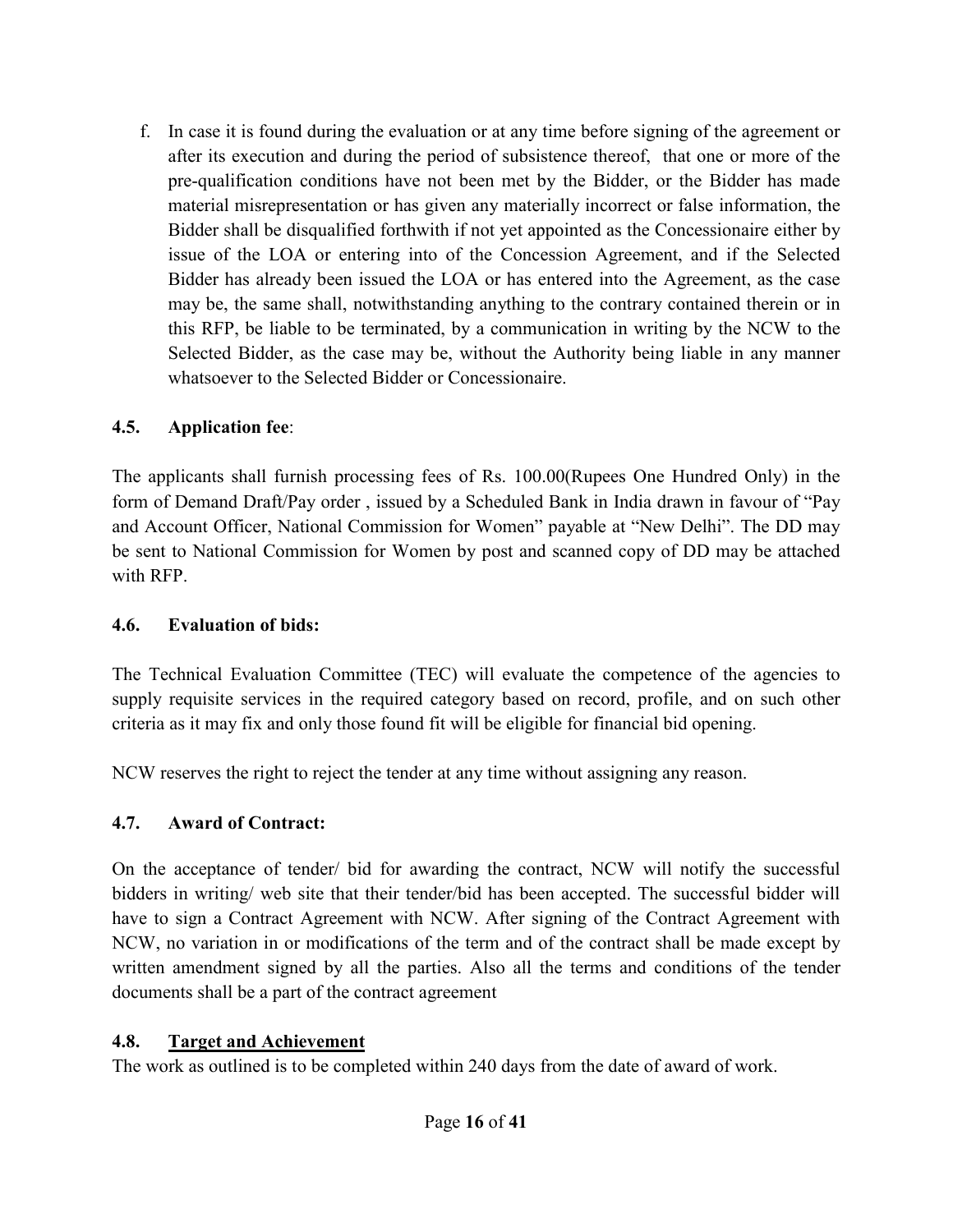f. In case it is found during the evaluation or at any time before signing of the agreement or after its execution and during the period of subsistence thereof, that one or more of the pre-qualification conditions have not been met by the Bidder, or the Bidder has made material misrepresentation or has given any materially incorrect or false information, the Bidder shall be disqualified forthwith if not yet appointed as the Concessionaire either by issue of the LOA or entering into of the Concession Agreement, and if the Selected Bidder has already been issued the LOA or has entered into the Agreement, as the case may be, the same shall, notwithstanding anything to the contrary contained therein or in this RFP, be liable to be terminated, by a communication in writing by the NCW to the Selected Bidder, as the case may be, without the Authority being liable in any manner whatsoever to the Selected Bidder or Concessionaire.

### 4.5. Application fee:

The applicants shall furnish processing fees of Rs. 100.00(Rupees One Hundred Only) in the form of Demand Draft/Pay order , issued by a Scheduled Bank in India drawn in favour of "Pay and Account Officer, National Commission for Women" payable at "New Delhi". The DD may be sent to National Commission for Women by post and scanned copy of DD may be attached with RFP.

### 4.6. Evaluation of bids:

The Technical Evaluation Committee (TEC) will evaluate the competence of the agencies to supply requisite services in the required category based on record, profile, and on such other criteria as it may fix and only those found fit will be eligible for financial bid opening.

NCW reserves the right to reject the tender at any time without assigning any reason.

### 4.7. Award of Contract:

On the acceptance of tender/ bid for awarding the contract, NCW will notify the successful bidders in writing/ web site that their tender/bid has been accepted. The successful bidder will have to sign a Contract Agreement with NCW. After signing of the Contract Agreement with NCW, no variation in or modifications of the term and of the contract shall be made except by written amendment signed by all the parties. Also all the terms and conditions of the tender documents shall be a part of the contract agreement

### 4.8. Target and Achievement

The work as outlined is to be completed within 240 days from the date of award of work.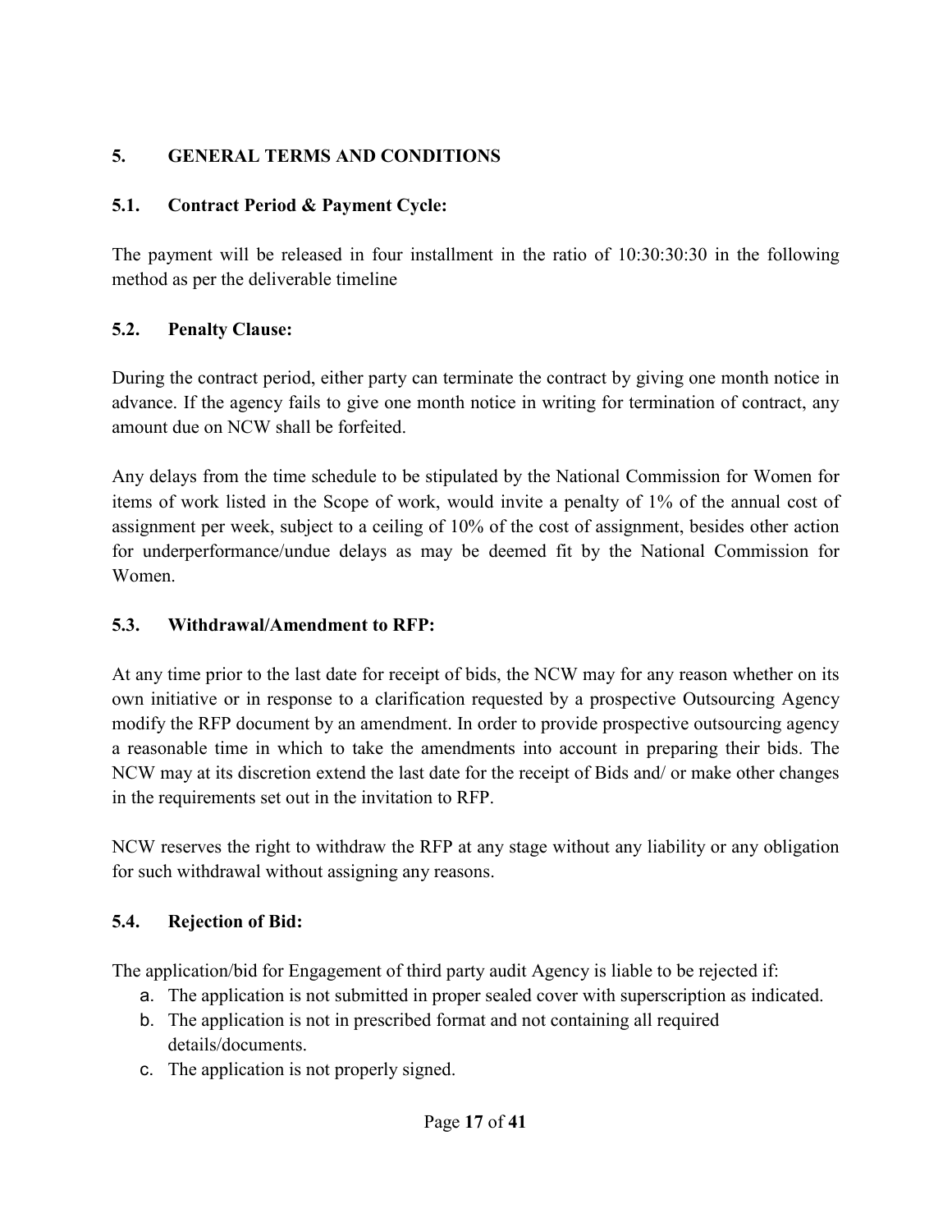## 5. GENERAL TERMS AND CONDITIONS

### 5.1. Contract Period & Payment Cycle:

The payment will be released in four installment in the ratio of 10:30:30:30 in the following method as per the deliverable timeline

### 5.2. Penalty Clause:

During the contract period, either party can terminate the contract by giving one month notice in advance. If the agency fails to give one month notice in writing for termination of contract, any amount due on NCW shall be forfeited.

Any delays from the time schedule to be stipulated by the National Commission for Women for items of work listed in the Scope of work, would invite a penalty of 1% of the annual cost of assignment per week, subject to a ceiling of 10% of the cost of assignment, besides other action for underperformance/undue delays as may be deemed fit by the National Commission for Women.

### 5.3. Withdrawal/Amendment to RFP:

At any time prior to the last date for receipt of bids, the NCW may for any reason whether on its own initiative or in response to a clarification requested by a prospective Outsourcing Agency modify the RFP document by an amendment. In order to provide prospective outsourcing agency a reasonable time in which to take the amendments into account in preparing their bids. The NCW may at its discretion extend the last date for the receipt of Bids and/ or make other changes in the requirements set out in the invitation to RFP.

NCW reserves the right to withdraw the RFP at any stage without any liability or any obligation for such withdrawal without assigning any reasons.

### 5.4. Rejection of Bid:

The application/bid for Engagement of third party audit Agency is liable to be rejected if:

a. The application is not submitted in proper sealed cover with superscription as indicated.
b. The application is not in prescribed format and not containing all required details/documents.
c. The application is not properly signed.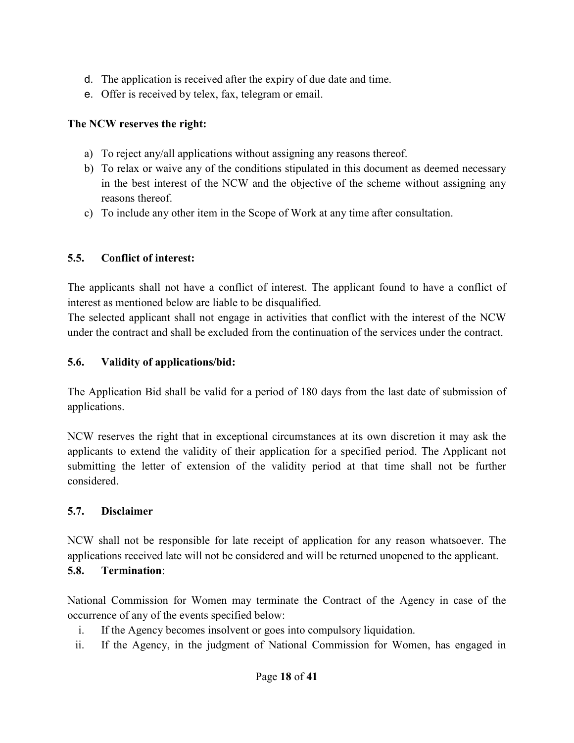d. The application is received after the expiry of due date and time.
e. Offer is received by telex, fax, telegram or email.

**The NCW reserves the right:**

a) To reject any/all applications without assigning any reasons thereof.
b) To relax or waive any of the conditions stipulated in this document as deemed necessary in the best interest of the NCW and the objective of the scheme without assigning any reasons thereof.
c) To include any other item in the Scope of Work at any time after consultation.

### 5.5. Conflict of interest:

The applicants shall not have a conflict of interest. The applicant found to have a conflict of interest as mentioned below are liable to be disqualified.
The selected applicant shall not engage in activities that conflict with the interest of the NCW under the contract and shall be excluded from the continuation of the services under the contract.

### 5.6. Validity of applications/bid:

The Application Bid shall be valid for a period of 180 days from the last date of submission of applications.

NCW reserves the right that in exceptional circumstances at its own discretion it may ask the applicants to extend the validity of their application for a specified period. The Applicant not submitting the letter of extension of the validity period at that time shall not be further considered.

### 5.7. Disclaimer

NCW shall not be responsible for late receipt of application for any reason whatsoever. The applications received late will not be considered and will be returned unopened to the applicant.

### 5.8. Termination:

National Commission for Women may terminate the Contract of the Agency in case of the occurrence of any of the events specified below:

i. If the Agency becomes insolvent or goes into compulsory liquidation.
ii. If the Agency, in the judgment of National Commission for Women, has engaged in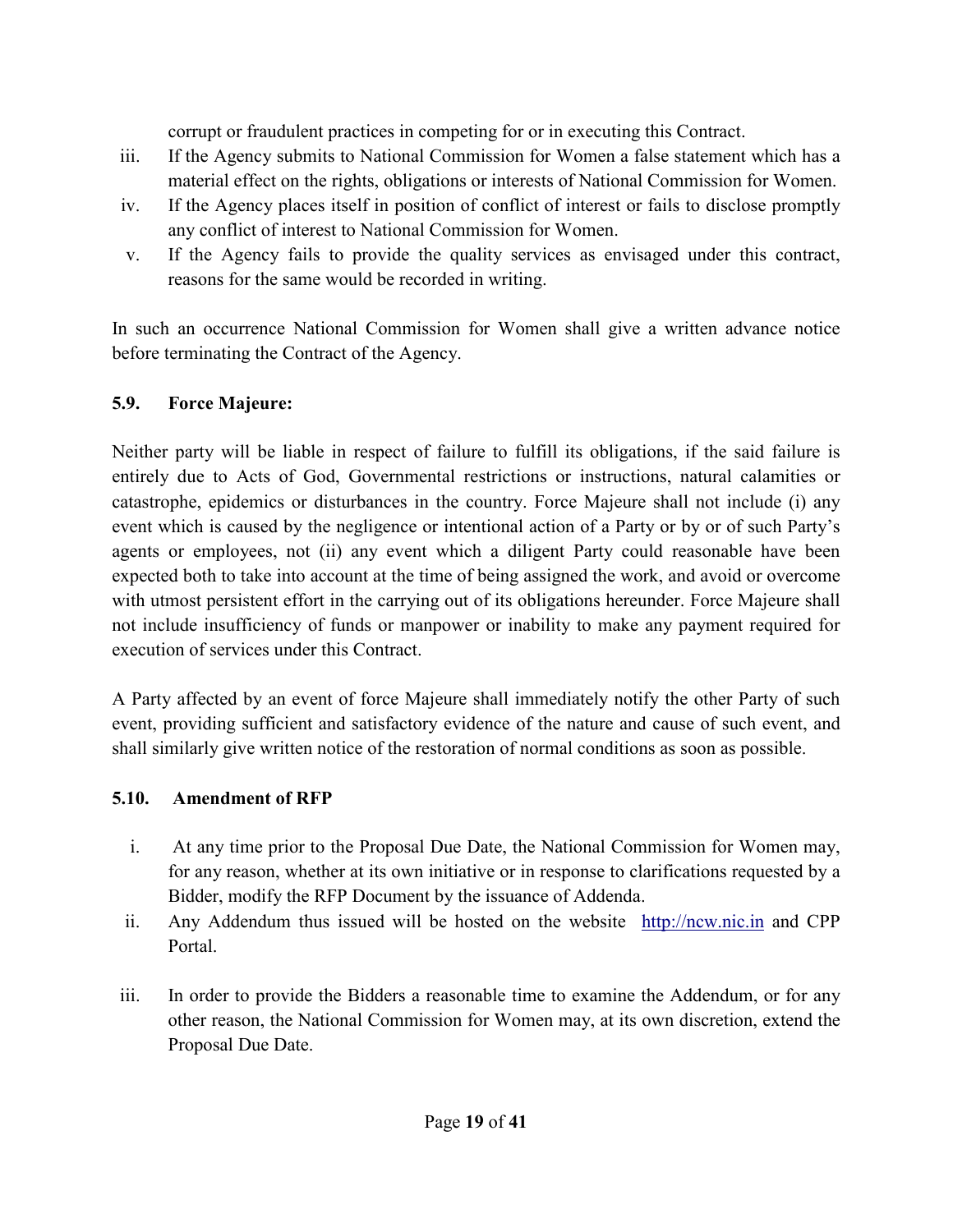corrupt or fraudulent practices in competing for or in executing this Contract.

iii. If the Agency submits to National Commission for Women a false statement which has a material effect on the rights, obligations or interests of National Commission for Women.

iv. If the Agency places itself in position of conflict of interest or fails to disclose promptly any conflict of interest to National Commission for Women.

v. If the Agency fails to provide the quality services as envisaged under this contract, reasons for the same would be recorded in writing.

In such an occurrence National Commission for Women shall give a written advance notice before terminating the Contract of the Agency.

### 5.9. Force Majeure:

Neither party will be liable in respect of failure to fulfill its obligations, if the said failure is entirely due to Acts of God, Governmental restrictions or instructions, natural calamities or catastrophe, epidemics or disturbances in the country. Force Majeure shall not include (i) any event which is caused by the negligence or intentional action of a Party or by or of such Party's agents or employees, not (ii) any event which a diligent Party could reasonable have been expected both to take into account at the time of being assigned the work, and avoid or overcome with utmost persistent effort in the carrying out of its obligations hereunder. Force Majeure shall not include insufficiency of funds or manpower or inability to make any payment required for execution of services under this Contract.

A Party affected by an event of force Majeure shall immediately notify the other Party of such event, providing sufficient and satisfactory evidence of the nature and cause of such event, and shall similarly give written notice of the restoration of normal conditions as soon as possible.

### 5.10. Amendment of RFP

i. At any time prior to the Proposal Due Date, the National Commission for Women may, for any reason, whether at its own initiative or in response to clarifications requested by a Bidder, modify the RFP Document by the issuance of Addenda.

ii. Any Addendum thus issued will be hosted on the website http://ncw.nic.in and CPP Portal.

iii. In order to provide the Bidders a reasonable time to examine the Addendum, or for any other reason, the National Commission for Women may, at its own discretion, extend the Proposal Due Date.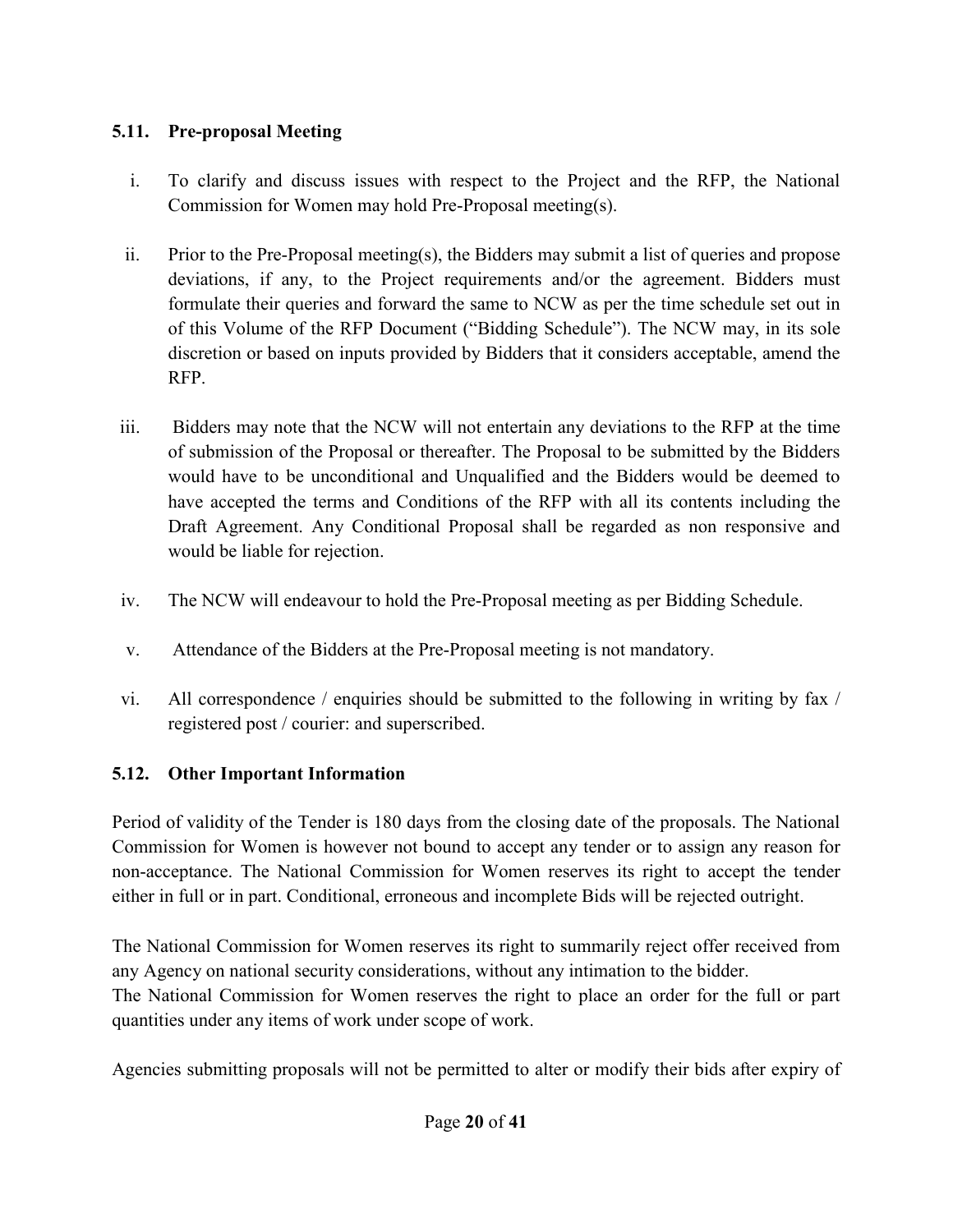### 5.11. Pre-proposal Meeting

i. To clarify and discuss issues with respect to the Project and the RFP, the National Commission for Women may hold Pre-Proposal meeting(s).

ii. Prior to the Pre-Proposal meeting(s), the Bidders may submit a list of queries and propose deviations, if any, to the Project requirements and/or the agreement. Bidders must formulate their queries and forward the same to NCW as per the time schedule set out in of this Volume of the RFP Document ("Bidding Schedule"). The NCW may, in its sole discretion or based on inputs provided by Bidders that it considers acceptable, amend the RFP.

iii. Bidders may note that the NCW will not entertain any deviations to the RFP at the time of submission of the Proposal or thereafter. The Proposal to be submitted by the Bidders would have to be unconditional and Unqualified and the Bidders would be deemed to have accepted the terms and Conditions of the RFP with all its contents including the Draft Agreement. Any Conditional Proposal shall be regarded as non responsive and would be liable for rejection.

iv. The NCW will endeavour to hold the Pre-Proposal meeting as per Bidding Schedule.

v. Attendance of the Bidders at the Pre-Proposal meeting is not mandatory.

vi. All correspondence / enquiries should be submitted to the following in writing by fax / registered post / courier: and superscribed.

### 5.12. Other Important Information

Period of validity of the Tender is 180 days from the closing date of the proposals. The National Commission for Women is however not bound to accept any tender or to assign any reason for non-acceptance. The National Commission for Women reserves its right to accept the tender either in full or in part. Conditional, erroneous and incomplete Bids will be rejected outright.

The National Commission for Women reserves its right to summarily reject offer received from any Agency on national security considerations, without any intimation to the bidder.
The National Commission for Women reserves the right to place an order for the full or part quantities under any items of work under scope of work.

Agencies submitting proposals will not be permitted to alter or modify their bids after expiry of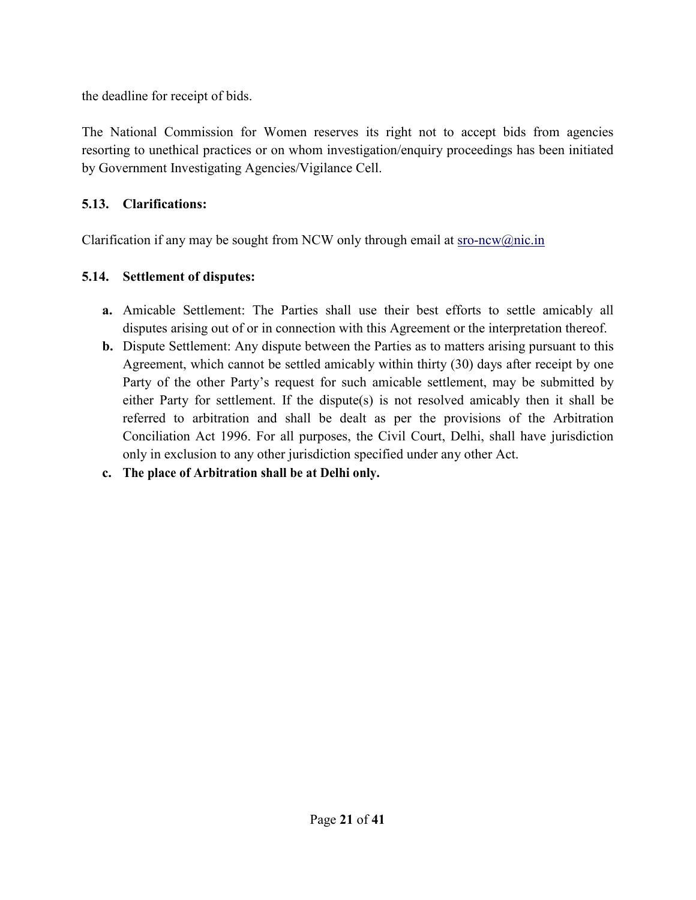the deadline for receipt of bids.

The National Commission for Women reserves its right not to accept bids from agencies resorting to unethical practices or on whom investigation/enquiry proceedings has been initiated by Government Investigating Agencies/Vigilance Cell.

### 5.13. Clarifications:

Clarification if any may be sought from NCW only through email at [sro-ncw@nic.in](mailto:sro-ncw@nic.in)

### 5.14. Settlement of disputes:

**a.** Amicable Settlement: The Parties shall use their best efforts to settle amicably all disputes arising out of or in connection with this Agreement or the interpretation thereof.

**b.** Dispute Settlement: Any dispute between the Parties as to matters arising pursuant to this Agreement, which cannot be settled amicably within thirty (30) days after receipt by one Party of the other Party's request for such amicable settlement, may be submitted by either Party for settlement. If the dispute(s) is not resolved amicably then it shall be referred to arbitration and shall be dealt as per the provisions of the Arbitration Conciliation Act 1996. For all purposes, the Civil Court, Delhi, shall have jurisdiction only in exclusion to any other jurisdiction specified under any other Act.

**c. The place of Arbitration shall be at Delhi only.**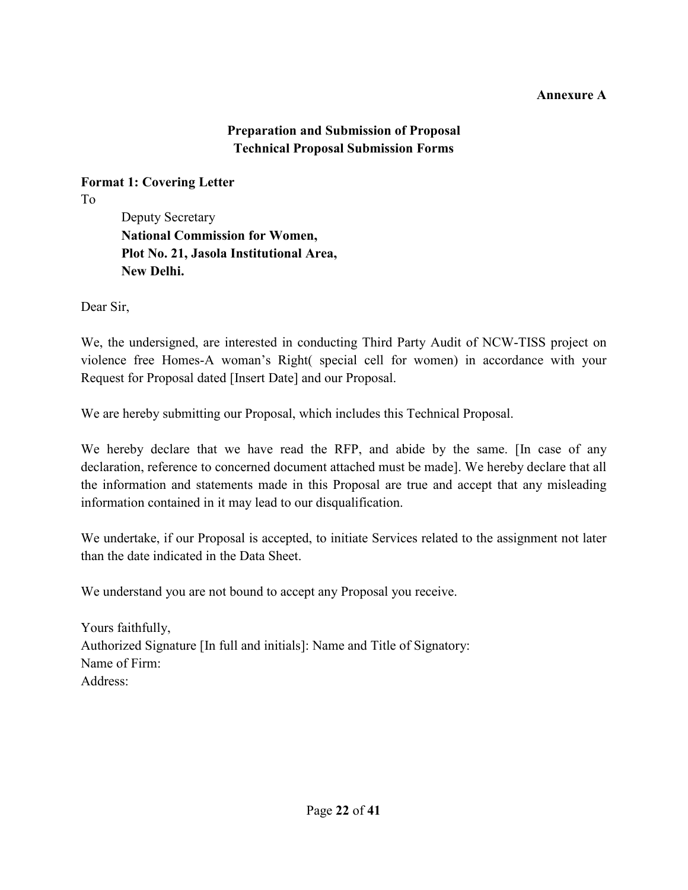**Annexure A**

## Preparation and Submission of Proposal
## Technical Proposal Submission Forms

**Format 1: Covering Letter**

To

Deputy Secretary
**National Commission for Women,**
**Plot No. 21, Jasola Institutional Area,**
**New Delhi.**

Dear Sir,

We, the undersigned, are interested in conducting Third Party Audit of NCW-TISS project on violence free Homes-A woman's Right( special cell for women) in accordance with your Request for Proposal dated [Insert Date] and our Proposal.

We are hereby submitting our Proposal, which includes this Technical Proposal.

We hereby declare that we have read the RFP, and abide by the same. [In case of any declaration, reference to concerned document attached must be made]. We hereby declare that all the information and statements made in this Proposal are true and accept that any misleading information contained in it may lead to our disqualification.

We undertake, if our Proposal is accepted, to initiate Services related to the assignment not later than the date indicated in the Data Sheet.

We understand you are not bound to accept any Proposal you receive.

Yours faithfully,
Authorized Signature [In full and initials]: Name and Title of Signatory:
Name of Firm:
Address: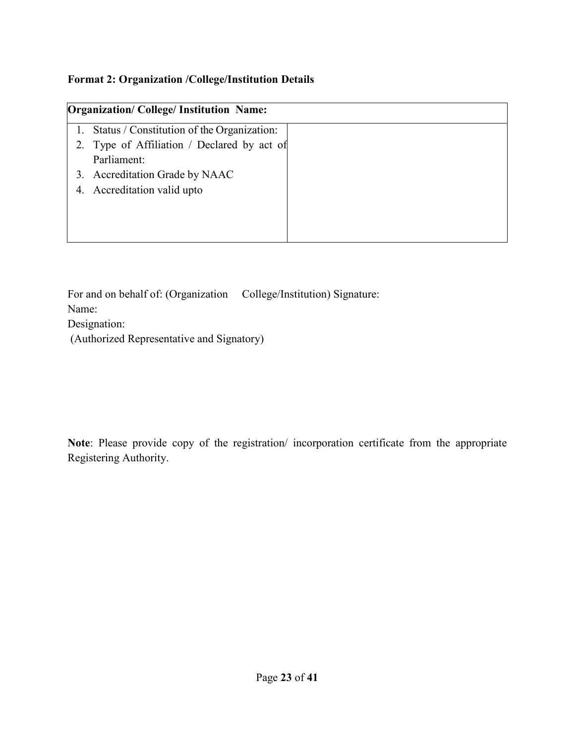**Format 2: Organization /College/Institution Details**

| **Organization/ College/ Institution Name:** | |
|---|---|
| 1. Status / Constitution of the Organization:<br>2. Type of Affiliation / Declared by act of Parliament:<br>3. Accreditation Grade by NAAC<br>4. Accreditation valid upto | |

For and on behalf of: (Organization College/Institution) Signature:
Name:
Designation:
(Authorized Representative and Signatory)

**Note**: Please provide copy of the registration/ incorporation certificate from the appropriate Registering Authority.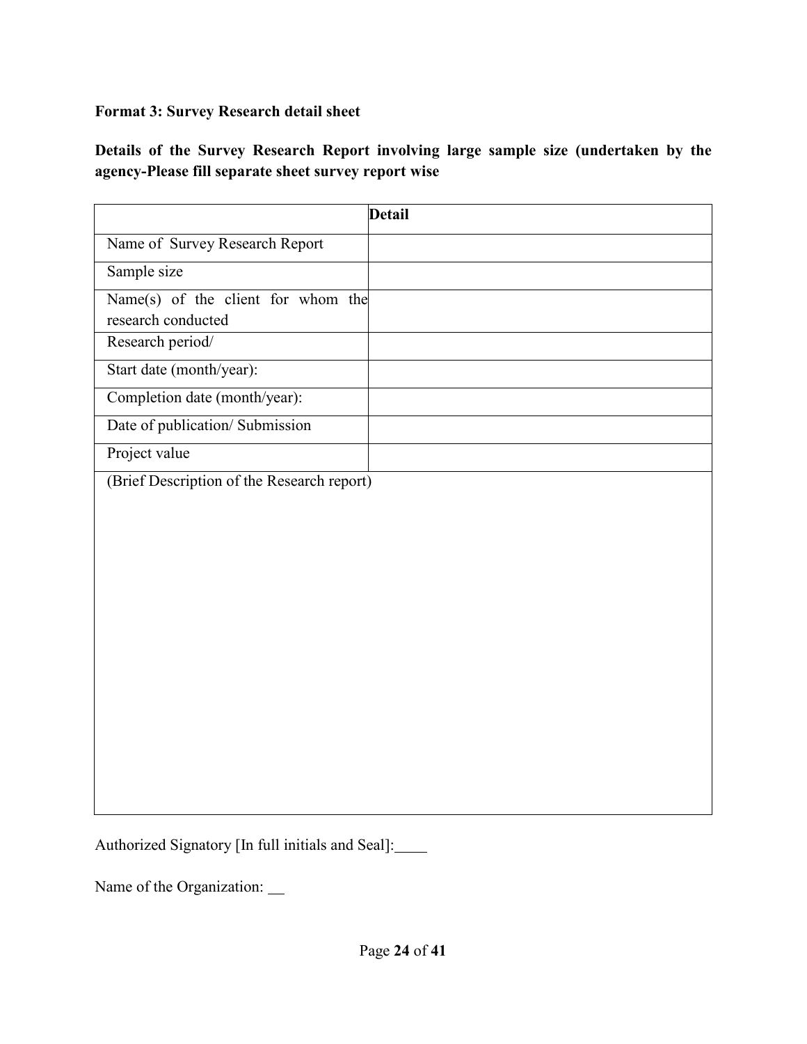**Format 3: Survey Research detail sheet**

**Details of the Survey Research Report involving large sample size (undertaken by the agency-Please fill separate sheet survey report wise**

| | **Detail** |
|---|---|
| Name of Survey Research Report | |
| Sample size | |
| Name(s) of the client for whom the research conducted | |
| Research period/ | |
| Start date (month/year): | |
| Completion date (month/year): | |
| Date of publication/ Submission | |
| Project value | |
| (Brief Description of the Research report) | |

Authorized Signatory [In full initials and Seal]:____

Name of the Organization: __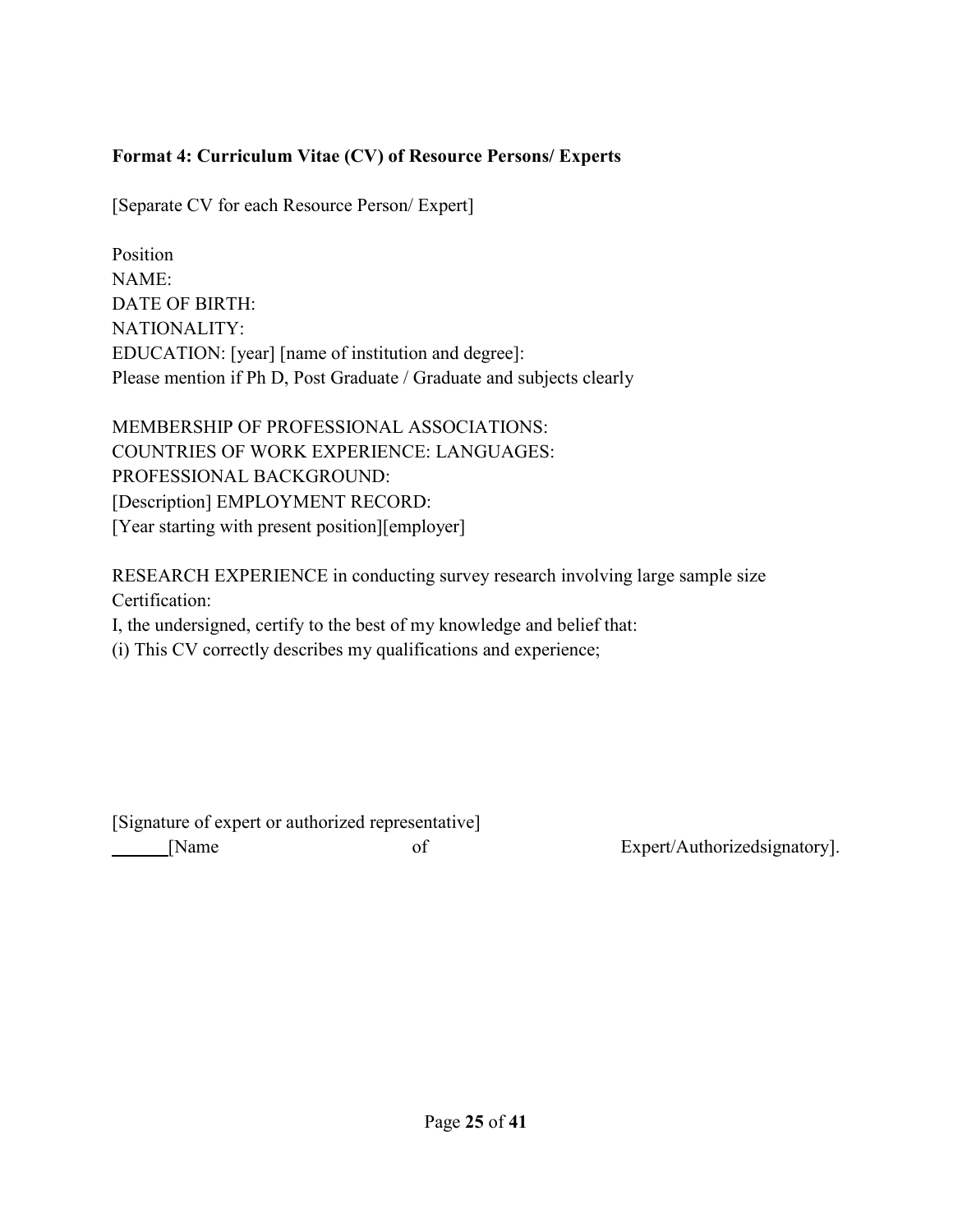**Format 4: Curriculum Vitae (CV) of Resource Persons/ Experts**

[Separate CV for each Resource Person/ Expert]

Position
NAME:
DATE OF BIRTH:
NATIONALITY:
EDUCATION: [year] [name of institution and degree]:
Please mention if Ph D, Post Graduate / Graduate and subjects clearly

MEMBERSHIP OF PROFESSIONAL ASSOCIATIONS:
COUNTRIES OF WORK EXPERIENCE: LANGUAGES:
PROFESSIONAL BACKGROUND:
[Description] EMPLOYMENT RECORD:
[Year starting with present position][employer]

RESEARCH EXPERIENCE in conducting survey research involving large sample size
Certification:
I, the undersigned, certify to the best of my knowledge and belief that:
(i) This CV correctly describes my qualifications and experience;

[Signature of expert or authorized representative]
______[Name of Expert/Authorizedsignatory].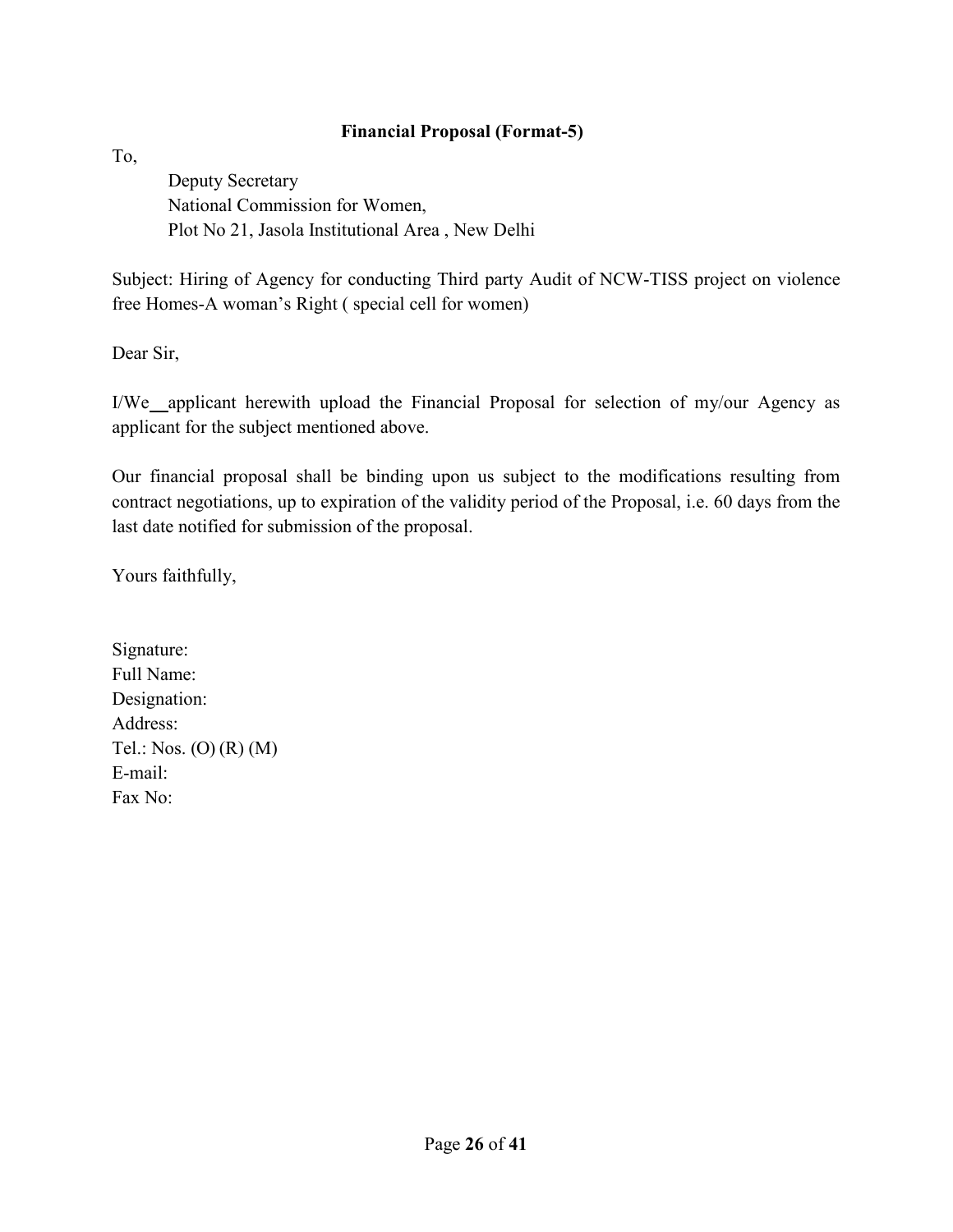## **Financial Proposal (Format-5)**

To,

Deputy Secretary
National Commission for Women,
Plot No 21, Jasola Institutional Area , New Delhi

Subject: Hiring of Agency for conducting Third party Audit of NCW-TISS project on violence free Homes-A woman's Right ( special cell for women)

Dear Sir,

I/We__applicant herewith upload the Financial Proposal for selection of my/our Agency as applicant for the subject mentioned above.

Our financial proposal shall be binding upon us subject to the modifications resulting from contract negotiations, up to expiration of the validity period of the Proposal, i.e. 60 days from the last date notified for submission of the proposal.

Yours faithfully,

Signature:
Full Name:
Designation:
Address:
Tel.: Nos. (O) (R) (M)
E-mail:
Fax No: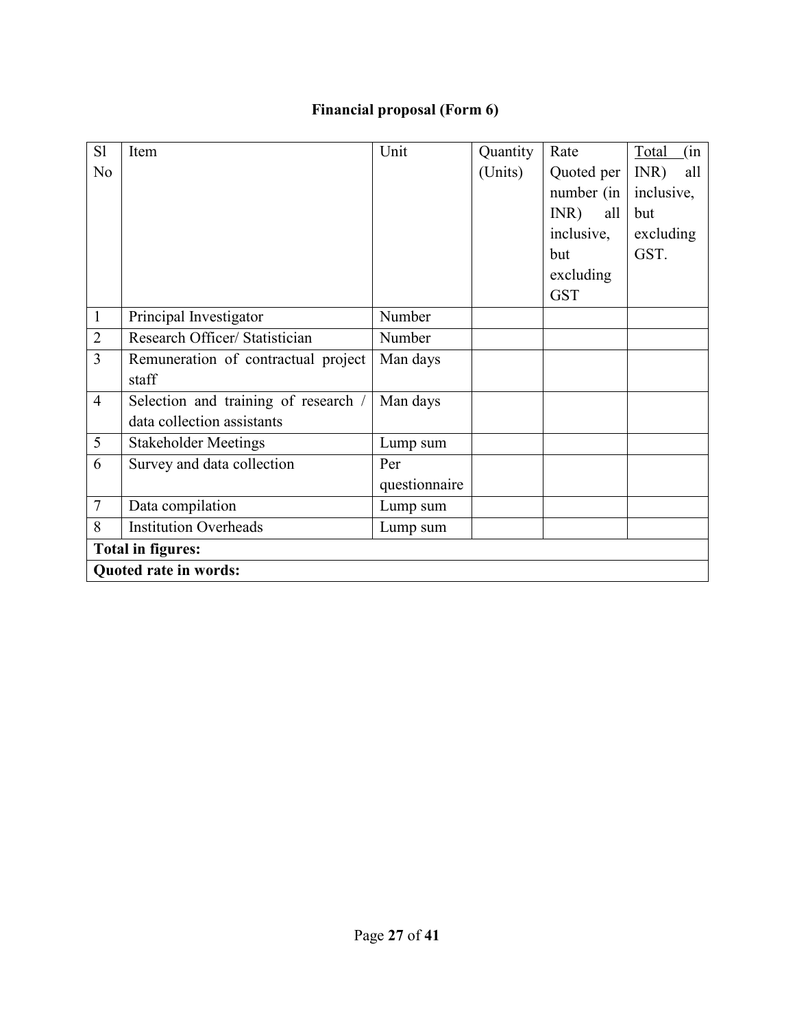## Financial proposal (Form 6)

| Sl No | Item | Unit | Quantity (Units) | Rate Quoted per number (in INR) all inclusive, but excluding GST | Total (in INR) all inclusive, but excluding GST. |
|---|---|---|---|---|---|
| 1 | Principal Investigator | Number | | | |
| 2 | Research Officer/ Statistician | Number | | | |
| 3 | Remuneration of contractual project staff | Man days | | | |
| 4 | Selection and training of research / data collection assistants | Man days | | | |
| 5 | Stakeholder Meetings | Lump sum | | | |
| 6 | Survey and data collection | Per questionnaire | | | |
| 7 | Data compilation | Lump sum | | | |
| 8 | Institution Overheads | Lump sum | | | |
| **Total in figures:** | | | | | |
| **Quoted rate in words:** | | | | | |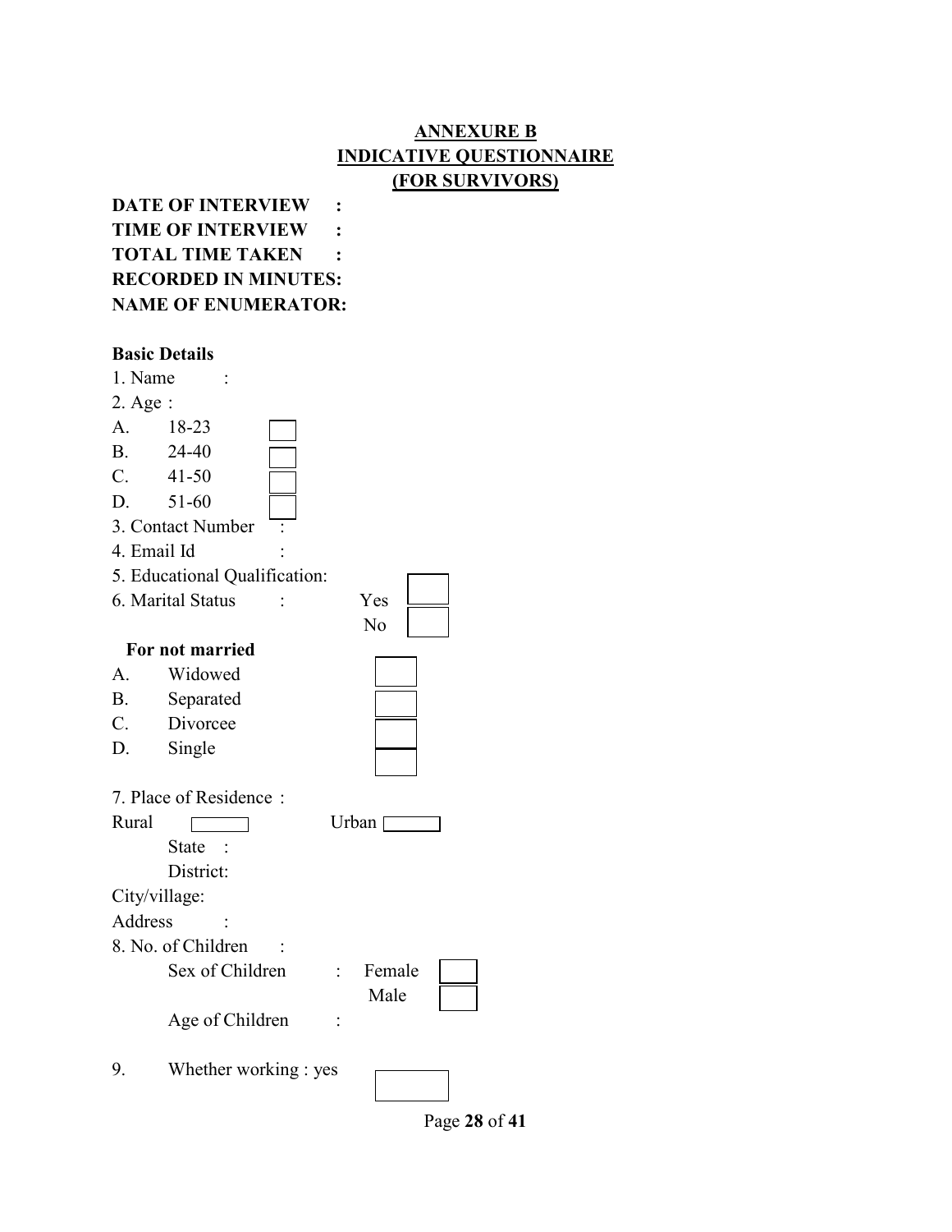**ANNEXURE B**
**INDICATIVE QUESTIONNAIRE**
**(FOR SURVIVORS)**

**DATE OF INTERVIEW :**
**TIME OF INTERVIEW :**
**TOTAL TIME TAKEN :**
**RECORDED IN MINUTES:**
**NAME OF ENUMERATOR:**

**Basic Details**

1. Name :
2. Age :

A. 18-23 ☐
B. 24-40 ☐
C. 41-50 ☐
D. 51-60 ☐

3. Contact Number :
4. Email Id :
5. Educational Qualification:
6. Marital Status : Yes ☐ No ☐

**For not married**

A. Widowed ☐
B. Separated ☐
C. Divorcee ☐
D. Single ☐

7. Place of Residence :

Rural ☐ Urban ☐

State :
District:
City/village:
Address :

8. No. of Children :

Sex of Children : Female ☐ Male ☐
Age of Children :

9. Whether working : yes ☐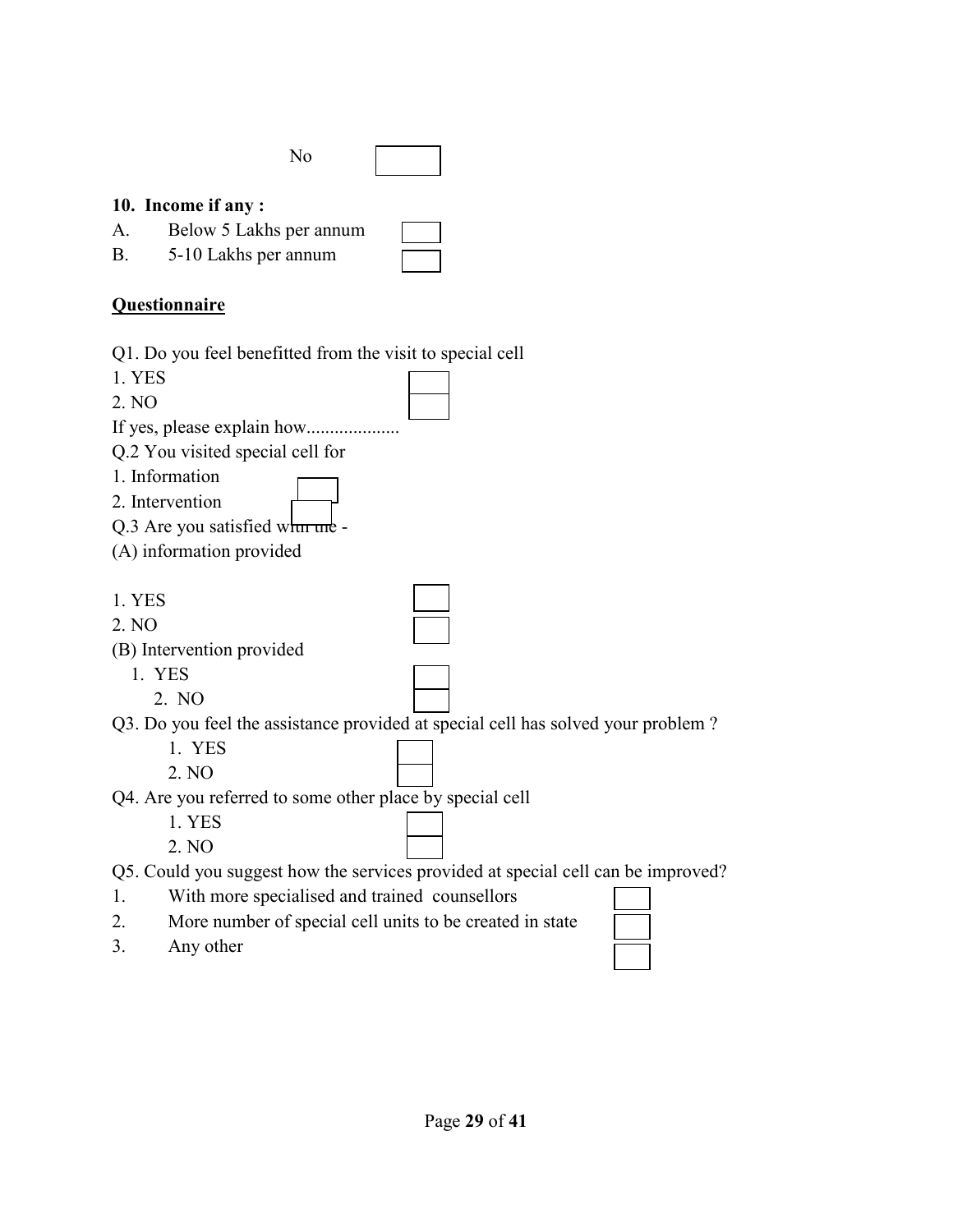No

**10. Income if any :**

A. Below 5 Lakhs per annum

B. 5-10 Lakhs per annum

**Questionnaire**

Q1. Do you feel benefitted from the visit to special cell

1. YES
2. NO

If yes, please explain how....................

Q.2 You visited special cell for

1. Information
2. Intervention

Q.3 Are you satisfied with the -

(A) information provided

1. YES
2. NO

(B) Intervention provided

1. YES
2. NO

Q3. Do you feel the assistance provided at special cell has solved your problem ?

1. YES
2. NO

Q4. Are you referred to some other place by special cell

1. YES
2. NO

Q5. Could you suggest how the services provided at special cell can be improved?

1. With more specialised and trained counsellors
2. More number of special cell units to be created in state
3. Any other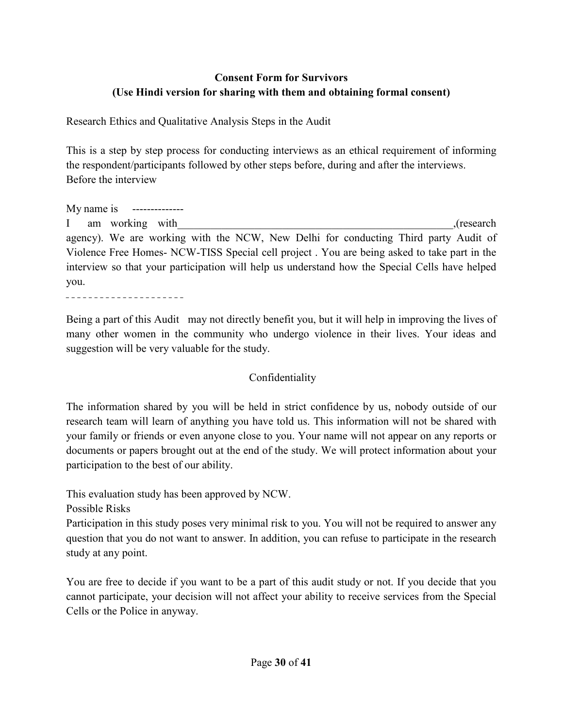**Consent Form for Survivors**
**(Use Hindi version for sharing with them and obtaining formal consent)**

Research Ethics and Qualitative Analysis Steps in the Audit

This is a step by step process for conducting interviews as an ethical requirement of informing the respondent/participants followed by other steps before, during and after the interviews.
Before the interview

My name is --------------

I am working with____________________________________________________,(research agency). We are working with the NCW, New Delhi for conducting Third party Audit of Violence Free Homes- NCW-TISS Special cell project . You are being asked to take part in the interview so that your participation will help us understand how the Special Cells have helped you.

---

Being a part of this Audit may not directly benefit you, but it will help in improving the lives of many other women in the community who undergo violence in their lives. Your ideas and suggestion will be very valuable for the study.

Confidentiality

The information shared by you will be held in strict confidence by us, nobody outside of our research team will learn of anything you have told us. This information will not be shared with your family or friends or even anyone close to you. Your name will not appear on any reports or documents or papers brought out at the end of the study. We will protect information about your participation to the best of our ability.

This evaluation study has been approved by NCW.

Possible Risks

Participation in this study poses very minimal risk to you. You will not be required to answer any question that you do not want to answer. In addition, you can refuse to participate in the research study at any point.

You are free to decide if you want to be a part of this audit study or not. If you decide that you cannot participate, your decision will not affect your ability to receive services from the Special Cells or the Police in anyway.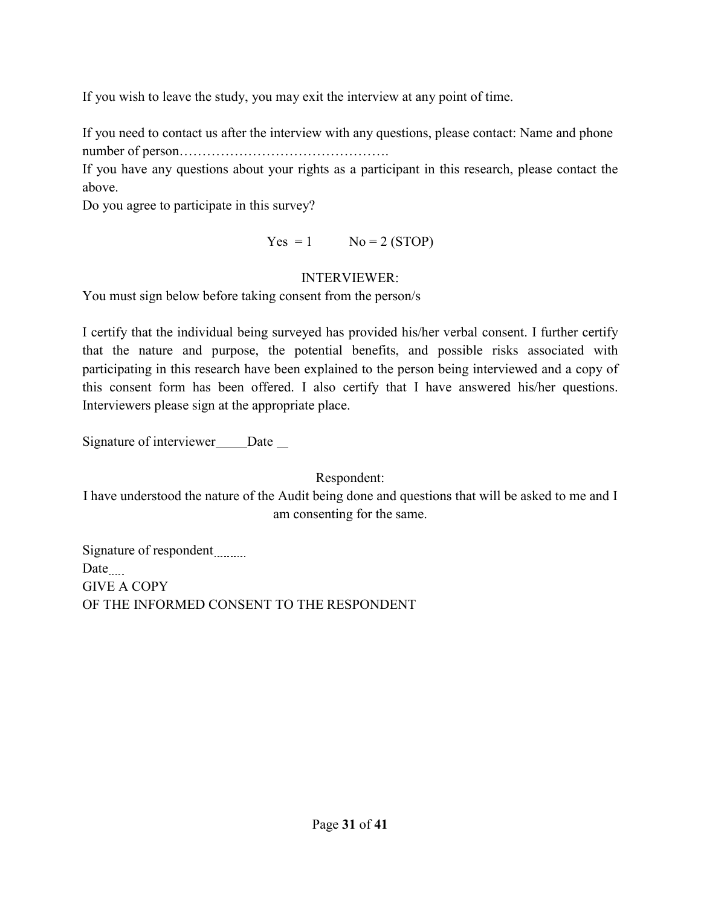If you wish to leave the study, you may exit the interview at any point of time.

If you need to contact us after the interview with any questions, please contact: Name and phone number of person……………………………………….

If you have any questions about your rights as a participant in this research, please contact the above.

Do you agree to participate in this survey?

Yes = 1 No = 2 (STOP)

INTERVIEWER:

You must sign below before taking consent from the person/s

I certify that the individual being surveyed has provided his/her verbal consent. I further certify that the nature and purpose, the potential benefits, and possible risks associated with participating in this research have been explained to the person being interviewed and a copy of this consent form has been offered. I also certify that I have answered his/her questions. Interviewers please sign at the appropriate place.

Signature of interviewer_____Date __

Respondent:

I have understood the nature of the Audit being done and questions that will be asked to me and I am consenting for the same.

Signature of respondent.........

Date.....

GIVE A COPY

OF THE INFORMED CONSENT TO THE RESPONDENT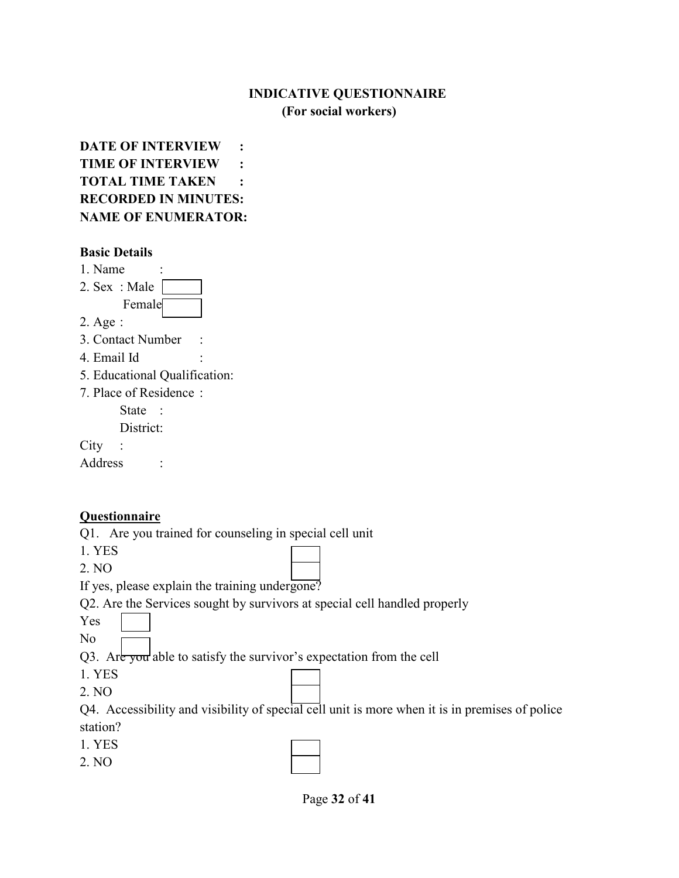## INDICATIVE QUESTIONNAIRE
### (For social workers)

**DATE OF INTERVIEW :**
**TIME OF INTERVIEW :**
**TOTAL TIME TAKEN :**
**RECORDED IN MINUTES:**
**NAME OF ENUMERATOR:**

**Basic Details**

1. Name :
2. Sex : Male ☐
   Female ☐
2. Age :
3. Contact Number :
4. Email Id :
5. Educational Qualification:
7. Place of Residence :
   State :
   District:

City :
Address :

**Questionnaire**

Q1. Are you trained for counseling in special cell unit

1. YES ☐
2. NO ☐

If yes, please explain the training undergone?

Q2. Are the Services sought by survivors at special cell handled properly

Yes ☐
No ☐

Q3. Are you able to satisfy the survivor's expectation from the cell

1. YES ☐
2. NO ☐

Q4. Accessibility and visibility of special cell unit is more when it is in premises of police station?

1. YES ☐
2. NO ☐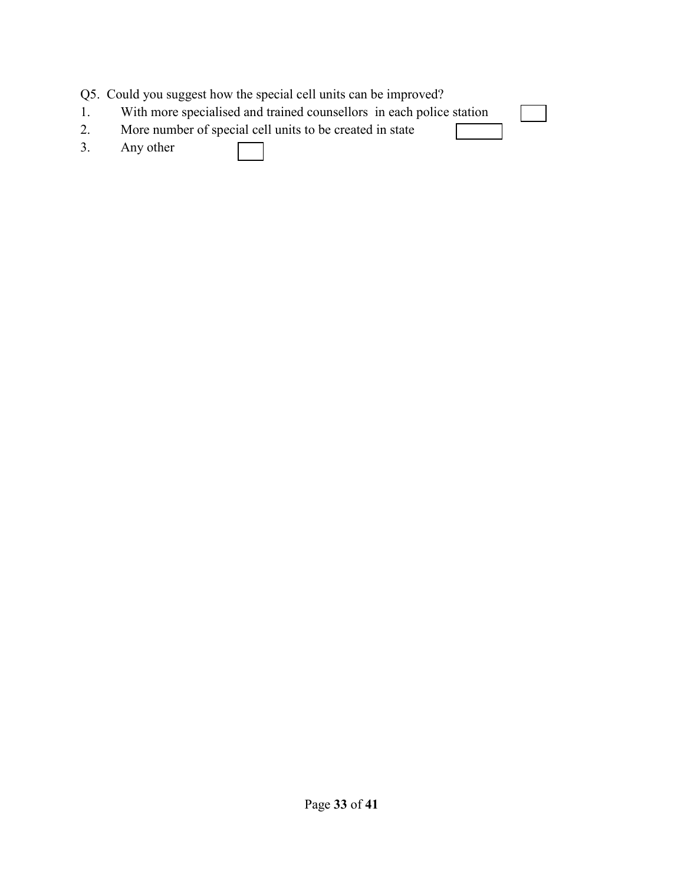Q5. Could you suggest how the special cell units can be improved?

1. With more specialised and trained counsellors in each police station ☐
2. More number of special cell units to be created in state ☐
3. Any other ☐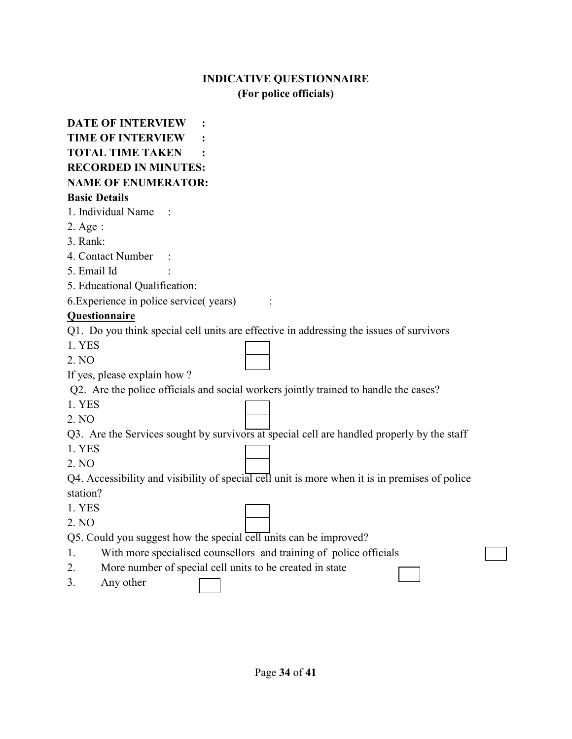# INDICATIVE QUESTIONNAIRE
## (For police officials)

**DATE OF INTERVIEW :**
**TIME OF INTERVIEW :**
**TOTAL TIME TAKEN :**
**RECORDED IN MINUTES:**
**NAME OF ENUMERATOR:**

**Basic Details**

1. Individual Name :
2. Age :
3. Rank:
4. Contact Number :
5. Email Id :
5. Educational Qualification:
6. Experience in police service( years) :

**<u>Questionnaire</u>**

Q1. Do you think special cell units are effective in addressing the issues of survivors

1. YES ☐
2. NO ☐

If yes, please explain how ?

Q2. Are the police officials and social workers jointly trained to handle the cases?

1. YES ☐
2. NO ☐

Q3. Are the Services sought by survivors at special cell are handled properly by the staff

1. YES ☐
2. NO ☐

Q4. Accessibility and visibility of special cell unit is more when it is in premises of police station?

1. YES ☐
2. NO ☐

Q5. Could you suggest how the special cell units can be improved?

1. With more specialised counsellors and training of police officials ☐
2. More number of special cell units to be created in state ☐
3. Any other ☐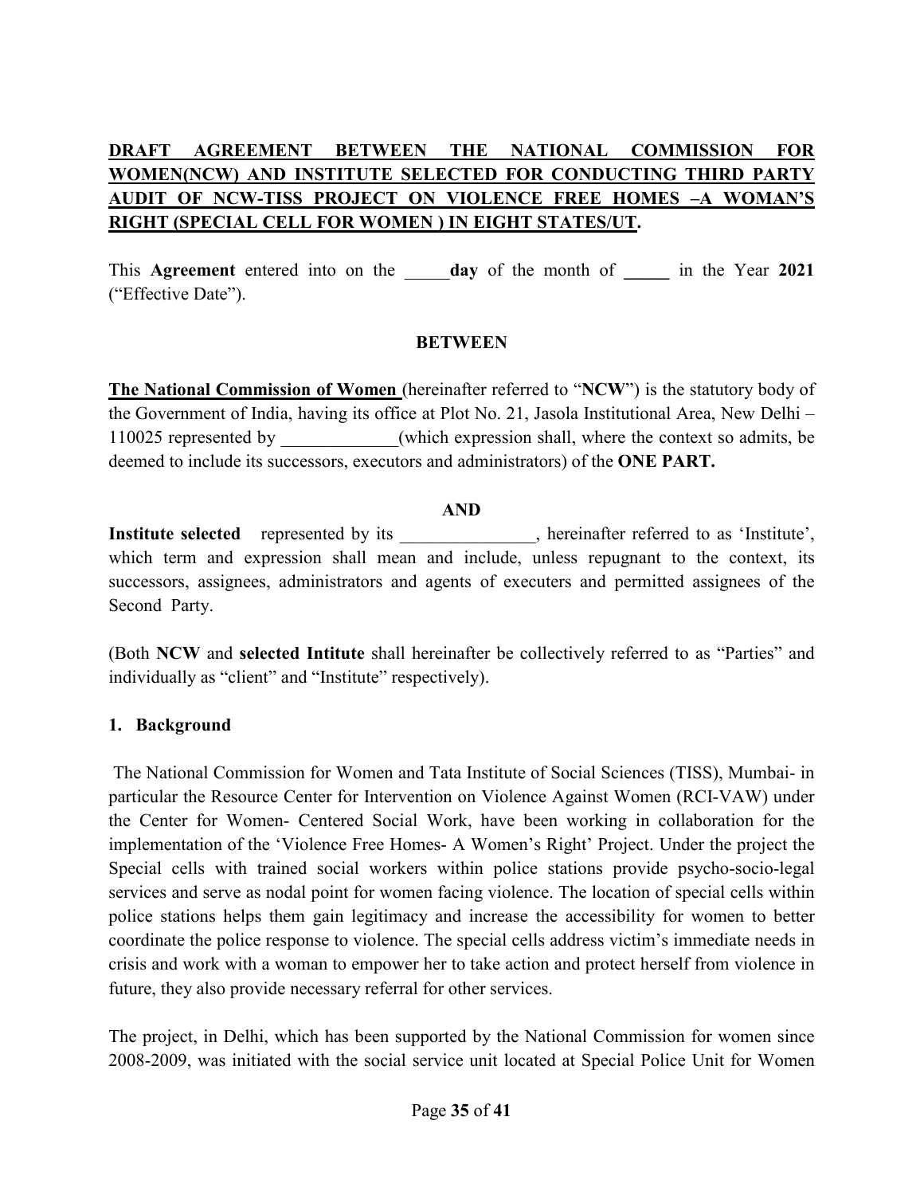**DRAFT AGREEMENT BETWEEN THE NATIONAL COMMISSION FOR WOMEN(NCW) AND INSTITUTE SELECTED FOR CONDUCTING THIRD PARTY AUDIT OF NCW-TISS PROJECT ON VIOLENCE FREE HOMES –A WOMAN'S RIGHT (SPECIAL CELL FOR WOMEN ) IN EIGHT STATES/UT.**

This **Agreement** entered into on the _____**day** of the month of **_____** in the Year **2021** ("Effective Date").

**BETWEEN**

**The National Commission of Women** (hereinafter referred to "**NCW**") is the statutory body of the Government of India, having its office at Plot No. 21, Jasola Institutional Area, New Delhi – 110025 represented by _____________(which expression shall, where the context so admits, be deemed to include its successors, executors and administrators) of the **ONE PART.**

**AND**

**Institute selected** represented by its _______________, hereinafter referred to as 'Institute', which term and expression shall mean and include, unless repugnant to the context, its successors, assignees, administrators and agents of executers and permitted assignees of the Second Party.

(Both **NCW** and **selected Intitute** shall hereinafter be collectively referred to as "Parties" and individually as "client" and "Institute" respectively).

**1. Background**

The National Commission for Women and Tata Institute of Social Sciences (TISS), Mumbai- in particular the Resource Center for Intervention on Violence Against Women (RCI-VAW) under the Center for Women- Centered Social Work, have been working in collaboration for the implementation of the 'Violence Free Homes- A Women's Right' Project. Under the project the Special cells with trained social workers within police stations provide psycho-socio-legal services and serve as nodal point for women facing violence. The location of special cells within police stations helps them gain legitimacy and increase the accessibility for women to better coordinate the police response to violence. The special cells address victim's immediate needs in crisis and work with a woman to empower her to take action and protect herself from violence in future, they also provide necessary referral for other services.

The project, in Delhi, which has been supported by the National Commission for women since 2008-2009, was initiated with the social service unit located at Special Police Unit for Women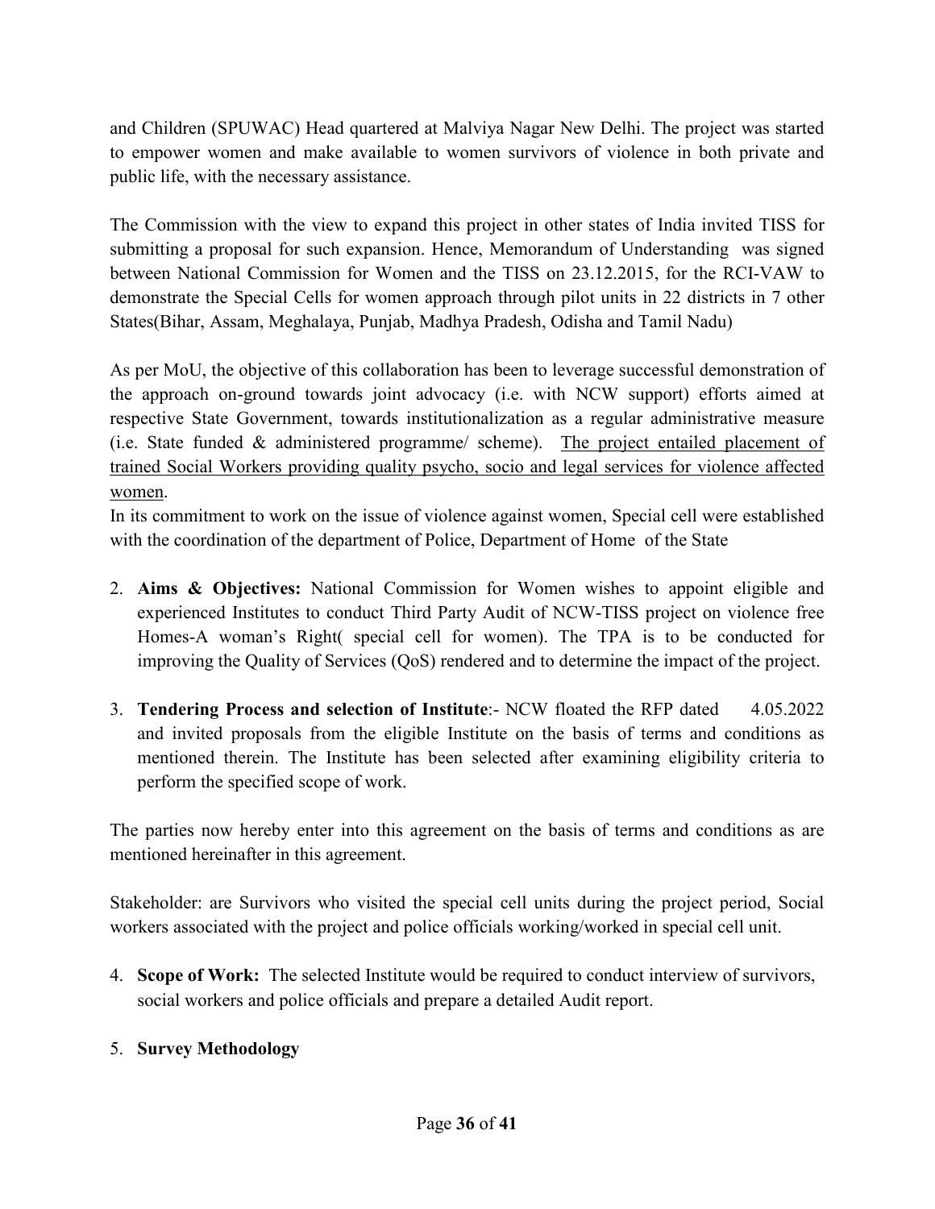and Children (SPUWAC) Head quartered at Malviya Nagar New Delhi. The project was started to empower women and make available to women survivors of violence in both private and public life, with the necessary assistance.

The Commission with the view to expand this project in other states of India invited TISS for submitting a proposal for such expansion. Hence, Memorandum of Understanding was signed between National Commission for Women and the TISS on 23.12.2015, for the RCI-VAW to demonstrate the Special Cells for women approach through pilot units in 22 districts in 7 other States(Bihar, Assam, Meghalaya, Punjab, Madhya Pradesh, Odisha and Tamil Nadu)

As per MoU, the objective of this collaboration has been to leverage successful demonstration of the approach on-ground towards joint advocacy (i.e. with NCW support) efforts aimed at respective State Government, towards institutionalization as a regular administrative measure (i.e. State funded & administered programme/ scheme). <u>The project entailed placement of trained Social Workers providing quality psycho, socio and legal services for violence affected women</u>.

In its commitment to work on the issue of violence against women, Special cell were established with the coordination of the department of Police, Department of Home of the State

2. **Aims & Objectives:** National Commission for Women wishes to appoint eligible and experienced Institutes to conduct Third Party Audit of NCW-TISS project on violence free Homes-A woman's Right( special cell for women). The TPA is to be conducted for improving the Quality of Services (QoS) rendered and to determine the impact of the project.

3. **Tendering Process and selection of Institute**:- NCW floated the RFP dated 4.05.2022 and invited proposals from the eligible Institute on the basis of terms and conditions as mentioned therein. The Institute has been selected after examining eligibility criteria to perform the specified scope of work.

The parties now hereby enter into this agreement on the basis of terms and conditions as are mentioned hereinafter in this agreement.

Stakeholder: are Survivors who visited the special cell units during the project period, Social workers associated with the project and police officials working/worked in special cell unit.

4. **Scope of Work:** The selected Institute would be required to conduct interview of survivors, social workers and police officials and prepare a detailed Audit report.

5. **Survey Methodology**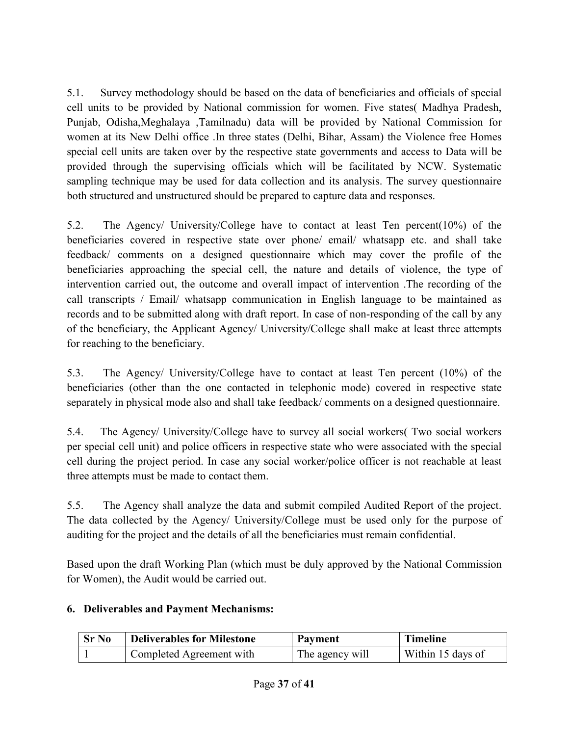5.1. Survey methodology should be based on the data of beneficiaries and officials of special cell units to be provided by National commission for women. Five states( Madhya Pradesh, Punjab, Odisha,Meghalaya ,Tamilnadu) data will be provided by National Commission for women at its New Delhi office .In three states (Delhi, Bihar, Assam) the Violence free Homes special cell units are taken over by the respective state governments and access to Data will be provided through the supervising officials which will be facilitated by NCW. Systematic sampling technique may be used for data collection and its analysis. The survey questionnaire both structured and unstructured should be prepared to capture data and responses.

5.2. The Agency/ University/College have to contact at least Ten percent(10%) of the beneficiaries covered in respective state over phone/ email/ whatsapp etc. and shall take feedback/ comments on a designed questionnaire which may cover the profile of the beneficiaries approaching the special cell, the nature and details of violence, the type of intervention carried out, the outcome and overall impact of intervention .The recording of the call transcripts / Email/ whatsapp communication in English language to be maintained as records and to be submitted along with draft report. In case of non-responding of the call by any of the beneficiary, the Applicant Agency/ University/College shall make at least three attempts for reaching to the beneficiary.

5.3. The Agency/ University/College have to contact at least Ten percent (10%) of the beneficiaries (other than the one contacted in telephonic mode) covered in respective state separately in physical mode also and shall take feedback/ comments on a designed questionnaire.

5.4. The Agency/ University/College have to survey all social workers( Two social workers per special cell unit) and police officers in respective state who were associated with the special cell during the project period. In case any social worker/police officer is not reachable at least three attempts must be made to contact them.

5.5. The Agency shall analyze the data and submit compiled Audited Report of the project. The data collected by the Agency/ University/College must be used only for the purpose of auditing for the project and the details of all the beneficiaries must remain confidential.

Based upon the draft Working Plan (which must be duly approved by the National Commission for Women), the Audit would be carried out.

## 6. Deliverables and Payment Mechanisms:

| Sr No | Deliverables for Milestone | Payment | Timeline |
|---|---|---|---|
| 1 | Completed Agreement with | The agency will | Within 15 days of |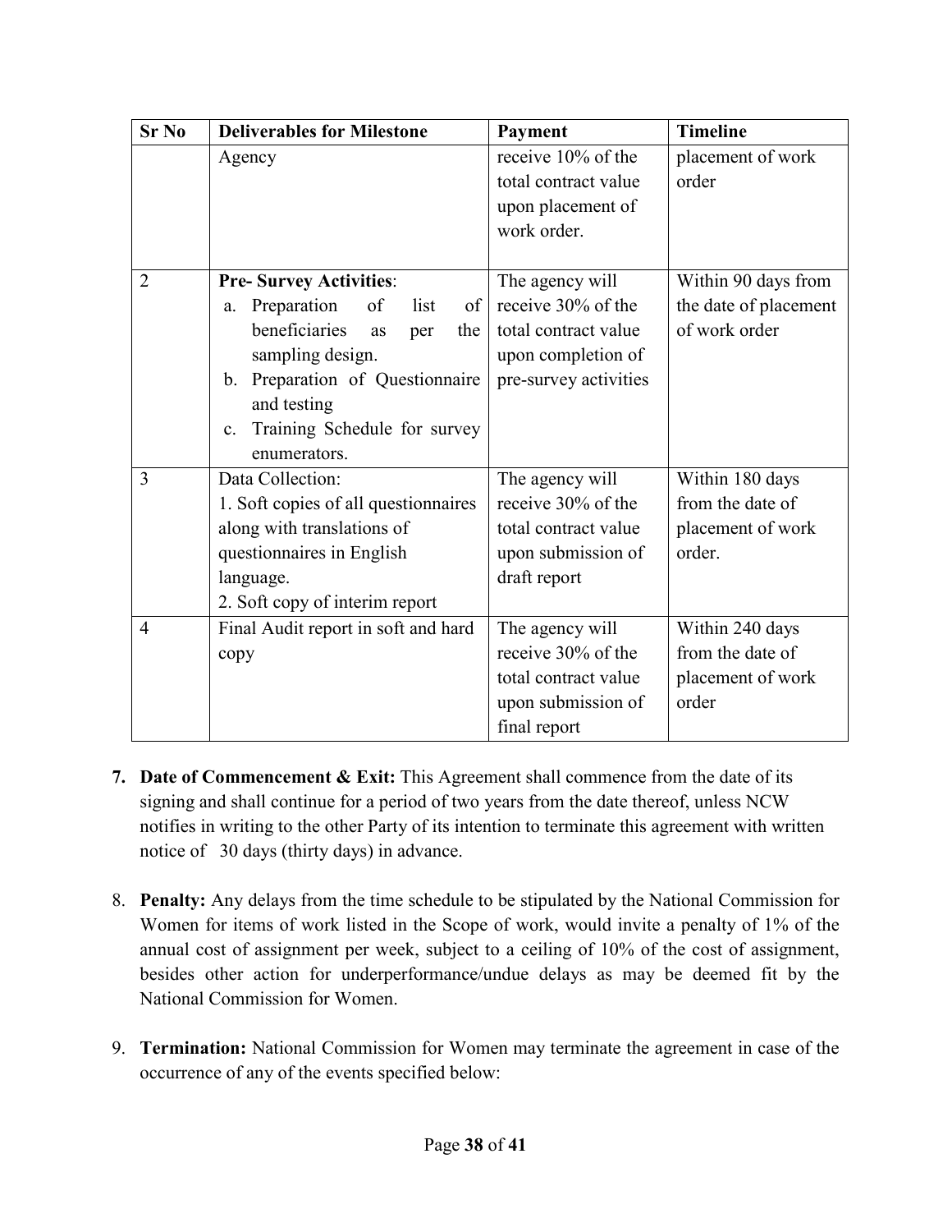| Sr No | Deliverables for Milestone | Payment | Timeline |
|---|---|---|---|
| | Agency | receive 10% of the total contract value upon placement of work order. | placement of work order |
| 2 | **Pre- Survey Activities**:<br>a. Preparation of list of beneficiaries as per the sampling design.<br>b. Preparation of Questionnaire and testing<br>c. Training Schedule for survey enumerators. | The agency will receive 30% of the total contract value upon completion of pre-survey activities | Within 90 days from the date of placement of work order |
| 3 | Data Collection:<br>1. Soft copies of all questionnaires along with translations of questionnaires in English language.<br>2. Soft copy of interim report | The agency will receive 30% of the total contract value upon submission of draft report | Within 180 days from the date of placement of work order. |
| 4 | Final Audit report in soft and hard copy | The agency will receive 30% of the total contract value upon submission of final report | Within 240 days from the date of placement of work order |

7. **Date of Commencement & Exit:** This Agreement shall commence from the date of its signing and shall continue for a period of two years from the date thereof, unless NCW notifies in writing to the other Party of its intention to terminate this agreement with written notice of 30 days (thirty days) in advance.

8. **Penalty:** Any delays from the time schedule to be stipulated by the National Commission for Women for items of work listed in the Scope of work, would invite a penalty of 1% of the annual cost of assignment per week, subject to a ceiling of 10% of the cost of assignment, besides other action for underperformance/undue delays as may be deemed fit by the National Commission for Women.

9. **Termination:** National Commission for Women may terminate the agreement in case of the occurrence of any of the events specified below: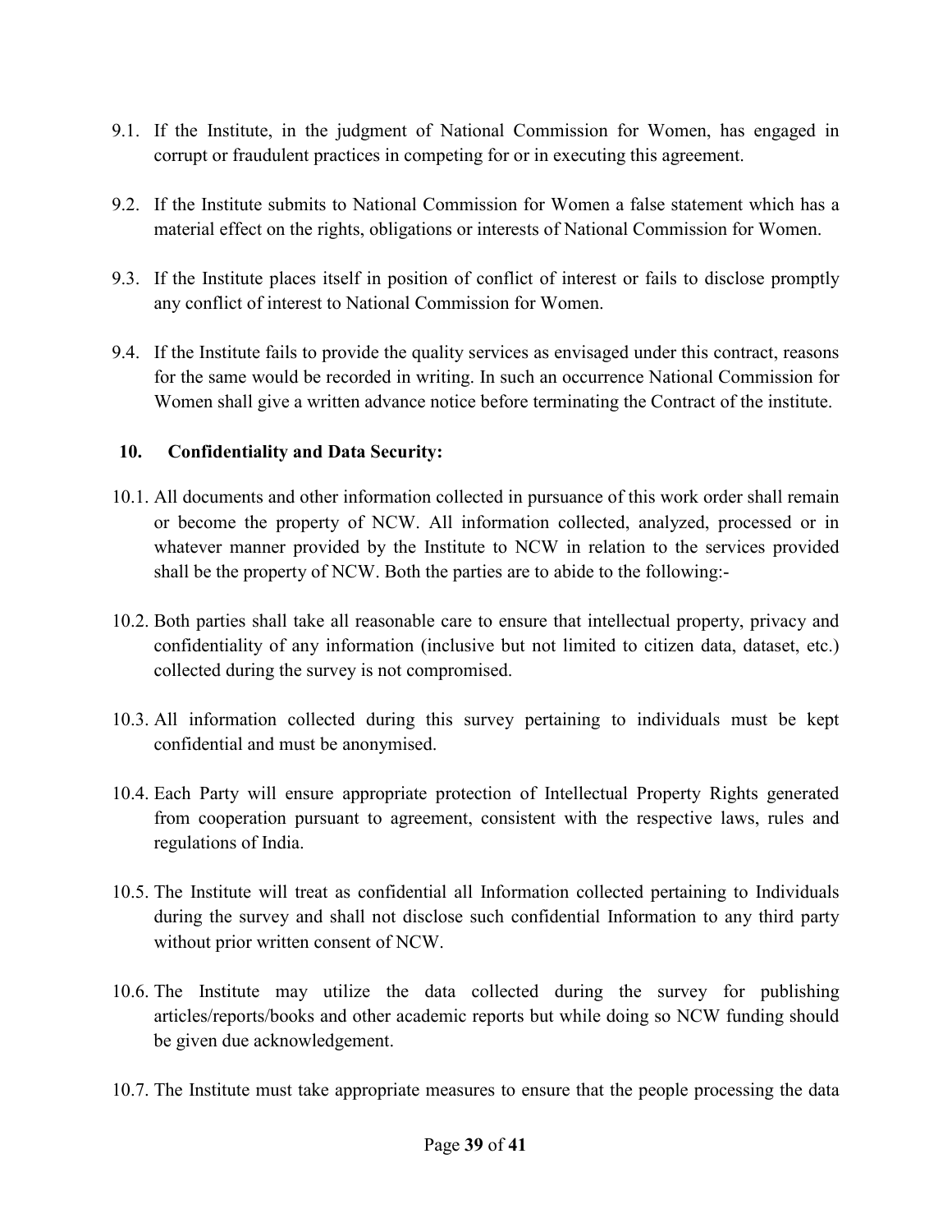9.1. If the Institute, in the judgment of National Commission for Women, has engaged in corrupt or fraudulent practices in competing for or in executing this agreement.

9.2. If the Institute submits to National Commission for Women a false statement which has a material effect on the rights, obligations or interests of National Commission for Women.

9.3. If the Institute places itself in position of conflict of interest or fails to disclose promptly any conflict of interest to National Commission for Women.

9.4. If the Institute fails to provide the quality services as envisaged under this contract, reasons for the same would be recorded in writing. In such an occurrence National Commission for Women shall give a written advance notice before terminating the Contract of the institute.

**10. Confidentiality and Data Security:**

10.1. All documents and other information collected in pursuance of this work order shall remain or become the property of NCW. All information collected, analyzed, processed or in whatever manner provided by the Institute to NCW in relation to the services provided shall be the property of NCW. Both the parties are to abide to the following:-

10.2. Both parties shall take all reasonable care to ensure that intellectual property, privacy and confidentiality of any information (inclusive but not limited to citizen data, dataset, etc.) collected during the survey is not compromised.

10.3. All information collected during this survey pertaining to individuals must be kept confidential and must be anonymised.

10.4. Each Party will ensure appropriate protection of Intellectual Property Rights generated from cooperation pursuant to agreement, consistent with the respective laws, rules and regulations of India.

10.5. The Institute will treat as confidential all Information collected pertaining to Individuals during the survey and shall not disclose such confidential Information to any third party without prior written consent of NCW.

10.6. The Institute may utilize the data collected during the survey for publishing articles/reports/books and other academic reports but while doing so NCW funding should be given due acknowledgement.

10.7. The Institute must take appropriate measures to ensure that the people processing the data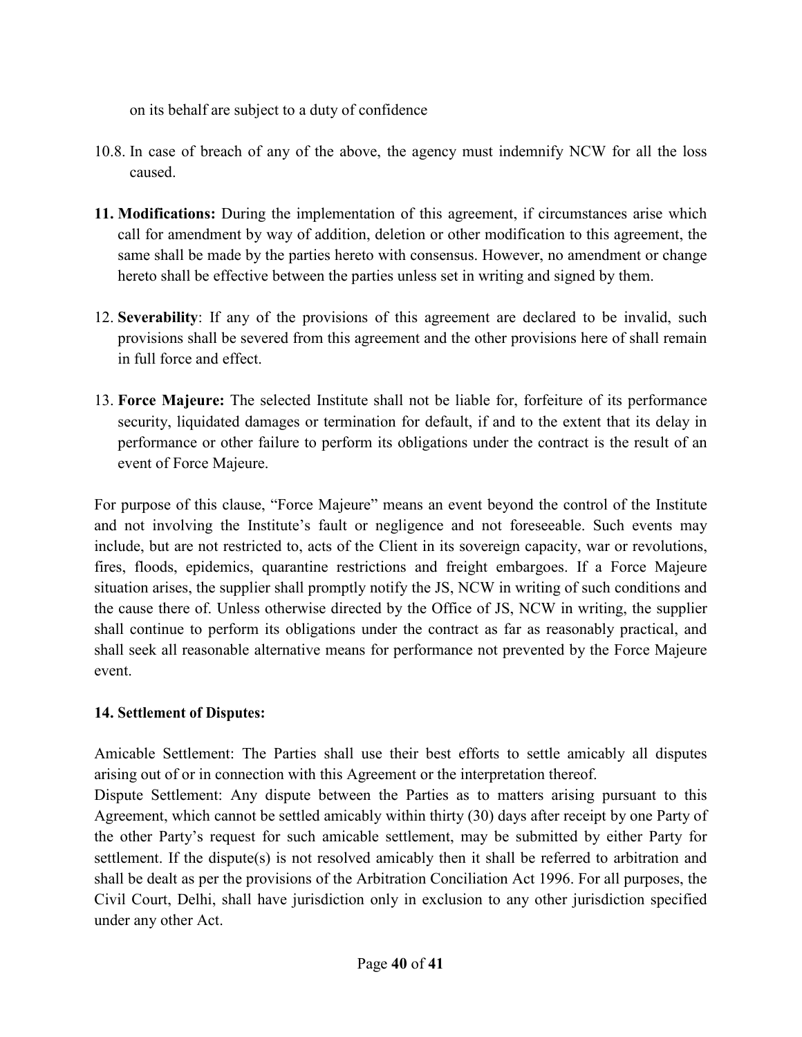on its behalf are subject to a duty of confidence

10.8. In case of breach of any of the above, the agency must indemnify NCW for all the loss caused.

**11. Modifications:** During the implementation of this agreement, if circumstances arise which call for amendment by way of addition, deletion or other modification to this agreement, the same shall be made by the parties hereto with consensus. However, no amendment or change hereto shall be effective between the parties unless set in writing and signed by them.

12. **Severability**: If any of the provisions of this agreement are declared to be invalid, such provisions shall be severed from this agreement and the other provisions here of shall remain in full force and effect.

13. **Force Majeure:** The selected Institute shall not be liable for, forfeiture of its performance security, liquidated damages or termination for default, if and to the extent that its delay in performance or other failure to perform its obligations under the contract is the result of an event of Force Majeure.

For purpose of this clause, "Force Majeure" means an event beyond the control of the Institute and not involving the Institute's fault or negligence and not foreseeable. Such events may include, but are not restricted to, acts of the Client in its sovereign capacity, war or revolutions, fires, floods, epidemics, quarantine restrictions and freight embargoes. If a Force Majeure situation arises, the supplier shall promptly notify the JS, NCW in writing of such conditions and the cause there of. Unless otherwise directed by the Office of JS, NCW in writing, the supplier shall continue to perform its obligations under the contract as far as reasonably practical, and shall seek all reasonable alternative means for performance not prevented by the Force Majeure event.

**14. Settlement of Disputes:**

Amicable Settlement: The Parties shall use their best efforts to settle amicably all disputes arising out of or in connection with this Agreement or the interpretation thereof.
Dispute Settlement: Any dispute between the Parties as to matters arising pursuant to this Agreement, which cannot be settled amicably within thirty (30) days after receipt by one Party of the other Party's request for such amicable settlement, may be submitted by either Party for settlement. If the dispute(s) is not resolved amicably then it shall be referred to arbitration and shall be dealt as per the provisions of the Arbitration Conciliation Act 1996. For all purposes, the Civil Court, Delhi, shall have jurisdiction only in exclusion to any other jurisdiction specified under any other Act.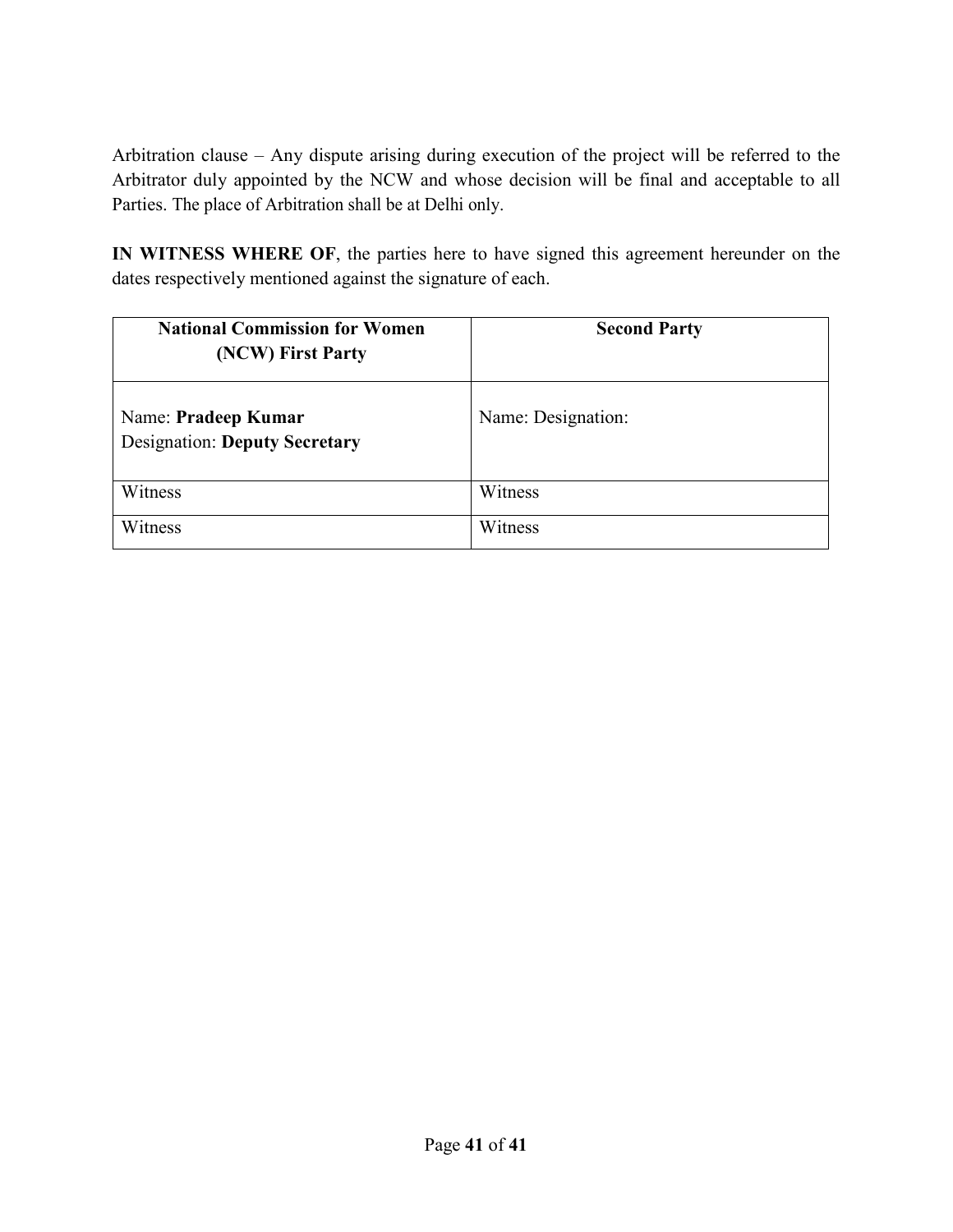Arbitration clause – Any dispute arising during execution of the project will be referred to the Arbitrator duly appointed by the NCW and whose decision will be final and acceptable to all Parties. The place of Arbitration shall be at Delhi only.

**IN WITNESS WHERE OF**, the parties here to have signed this agreement hereunder on the dates respectively mentioned against the signature of each.

| **National Commission for Women (NCW) First Party** | **Second Party** |
|---|---|
| Name: **Pradeep Kumar**<br>Designation: **Deputy Secretary** | Name: Designation: |
| Witness | Witness |
| Witness | Witness |